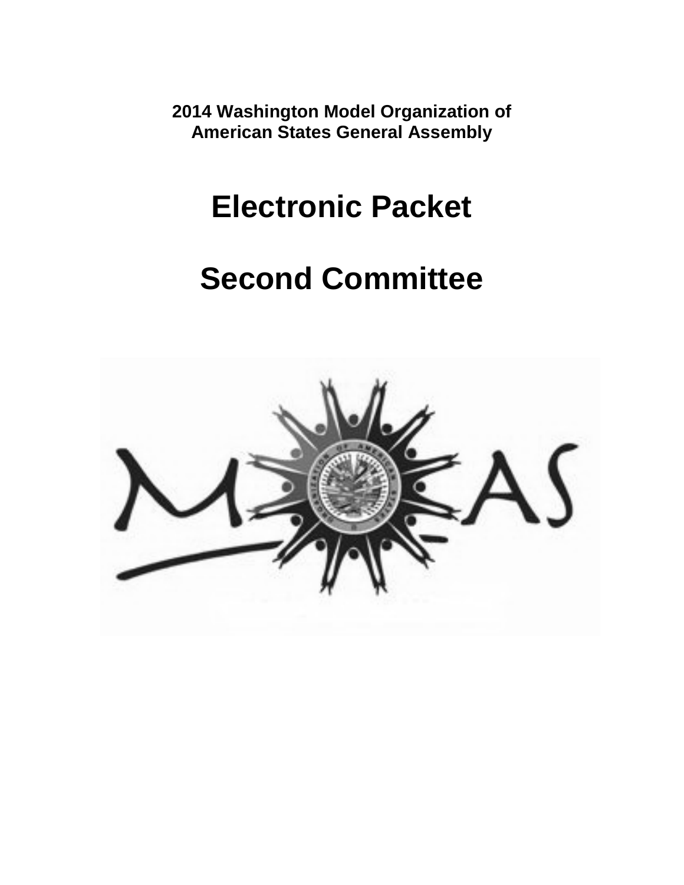**2014 Washington Model Organization of American States General Assembly**

# Electronic Packet

# Second Committee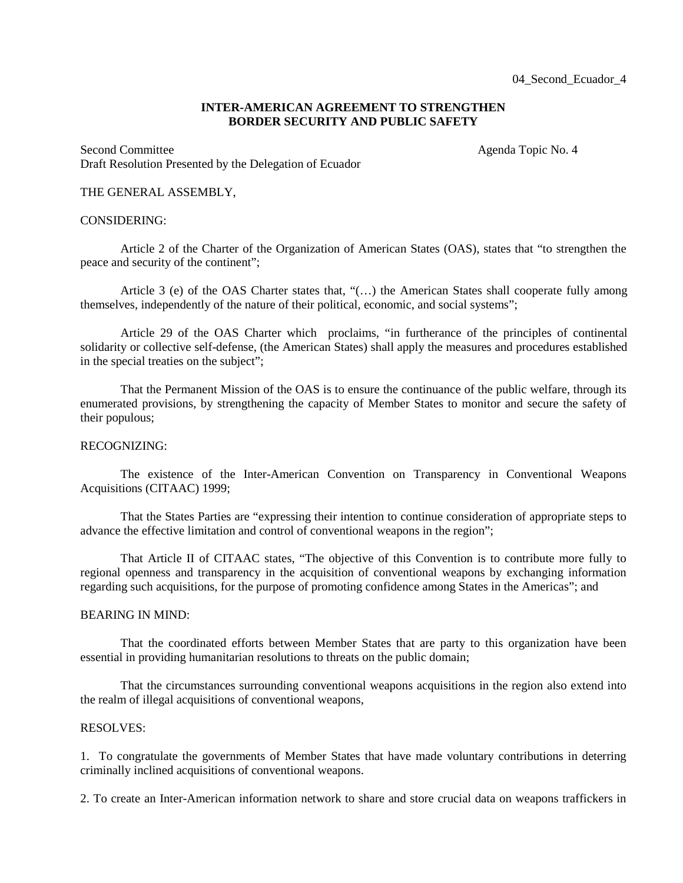04_Second_Ecuador_4

**INTER-AMERICAN AGREEMENT TO STRENGTHEN BORDER SECURITY AND PUBLIC SAFETY**

Second Committee Agenda Topic No. 4
Draft Resolution Presented by the Delegation of Ecuador

THE GENERAL ASSEMBLY,

CONSIDERING:

Article 2 of the Charter of the Organization of American States (OAS), states that "to strengthen the peace and security of the continent";

Article 3 (e) of the OAS Charter states that, "(…) the American States shall cooperate fully among themselves, independently of the nature of their political, economic, and social systems";

Article 29 of the OAS Charter which proclaims, "in furtherance of the principles of continental solidarity or collective self-defense, (the American States) shall apply the measures and procedures established in the special treaties on the subject";

That the Permanent Mission of the OAS is to ensure the continuance of the public welfare, through its enumerated provisions, by strengthening the capacity of Member States to monitor and secure the safety of their populous;

RECOGNIZING:

The existence of the Inter-American Convention on Transparency in Conventional Weapons Acquisitions (CITAAC) 1999;

That the States Parties are "expressing their intention to continue consideration of appropriate steps to advance the effective limitation and control of conventional weapons in the region";

That Article II of CITAAC states, "The objective of this Convention is to contribute more fully to regional openness and transparency in the acquisition of conventional weapons by exchanging information regarding such acquisitions, for the purpose of promoting confidence among States in the Americas"; and

BEARING IN MIND:

That the coordinated efforts between Member States that are party to this organization have been essential in providing humanitarian resolutions to threats on the public domain;

That the circumstances surrounding conventional weapons acquisitions in the region also extend into the realm of illegal acquisitions of conventional weapons,

RESOLVES:

1. To congratulate the governments of Member States that have made voluntary contributions in deterring criminally inclined acquisitions of conventional weapons.

2. To create an Inter-American information network to share and store crucial data on weapons traffickers in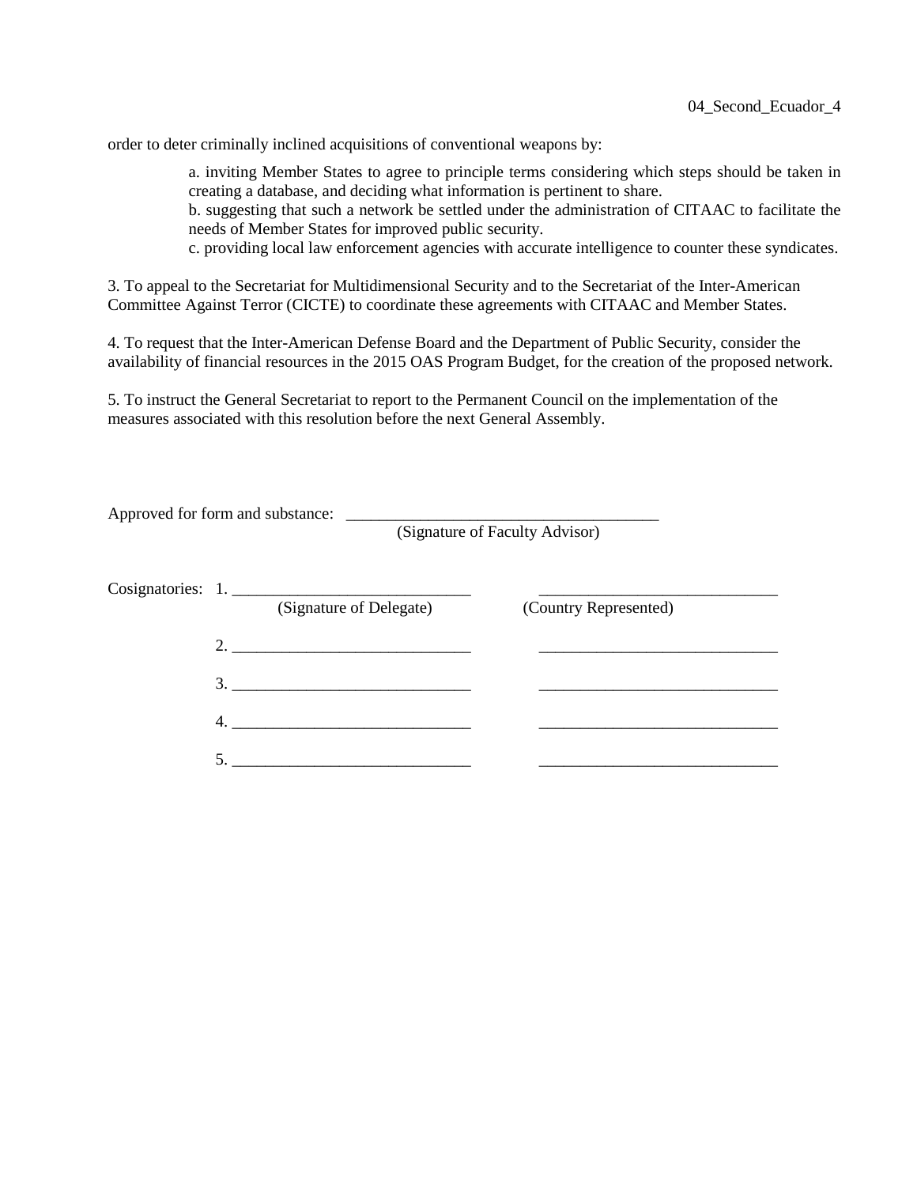order to deter criminally inclined acquisitions of conventional weapons by:

> a. inviting Member States to agree to principle terms considering which steps should be taken in creating a database, and deciding what information is pertinent to share.
> b. suggesting that such a network be settled under the administration of CITAAC to facilitate the needs of Member States for improved public security.
> c. providing local law enforcement agencies with accurate intelligence to counter these syndicates.

3. To appeal to the Secretariat for Multidimensional Security and to the Secretariat of the Inter-American Committee Against Terror (CICTE) to coordinate these agreements with CITAAC and Member States.

4. To request that the Inter-American Defense Board and the Department of Public Security, consider the availability of financial resources in the 2015 OAS Program Budget, for the creation of the proposed network.

5. To instruct the General Secretariat to report to the Permanent Council on the implementation of the measures associated with this resolution before the next General Assembly.

Approved for form and substance: ______________________________________
(Signature of Faculty Advisor)

Cosignatories:

| | (Signature of Delegate) | (Country Represented) |
|---|---|---|
| 1. | ____________________________ | ____________________________ |
| 2. | ____________________________ | ____________________________ |
| 3. | ____________________________ | ____________________________ |
| 4. | ____________________________ | ____________________________ |
| 5. | ____________________________ | ____________________________ |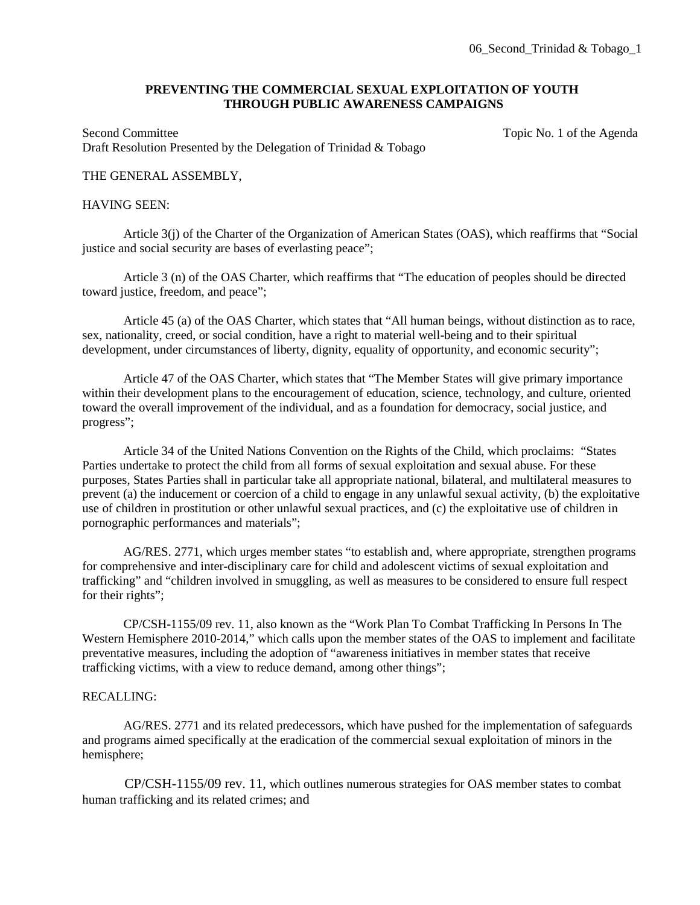06_Second_Trinidad & Tobago_1

**PREVENTING THE COMMERCIAL SEXUAL EXPLOITATION OF YOUTH THROUGH PUBLIC AWARENESS CAMPAIGNS**

Second Committee Topic No. 1 of the Agenda
Draft Resolution Presented by the Delegation of Trinidad & Tobago

THE GENERAL ASSEMBLY,

HAVING SEEN:

Article 3(j) of the Charter of the Organization of American States (OAS), which reaffirms that "Social justice and social security are bases of everlasting peace";

Article 3 (n) of the OAS Charter, which reaffirms that "The education of peoples should be directed toward justice, freedom, and peace";

Article 45 (a) of the OAS Charter, which states that "All human beings, without distinction as to race, sex, nationality, creed, or social condition, have a right to material well-being and to their spiritual development, under circumstances of liberty, dignity, equality of opportunity, and economic security";

Article 47 of the OAS Charter, which states that "The Member States will give primary importance within their development plans to the encouragement of education, science, technology, and culture, oriented toward the overall improvement of the individual, and as a foundation for democracy, social justice, and progress";

Article 34 of the United Nations Convention on the Rights of the Child, which proclaims: "States Parties undertake to protect the child from all forms of sexual exploitation and sexual abuse. For these purposes, States Parties shall in particular take all appropriate national, bilateral, and multilateral measures to prevent (a) the inducement or coercion of a child to engage in any unlawful sexual activity, (b) the exploitative use of children in prostitution or other unlawful sexual practices, and (c) the exploitative use of children in pornographic performances and materials";

AG/RES. 2771, which urges member states "to establish and, where appropriate, strengthen programs for comprehensive and inter-disciplinary care for child and adolescent victims of sexual exploitation and trafficking" and "children involved in smuggling, as well as measures to be considered to ensure full respect for their rights";

CP/CSH-1155/09 rev. 11, also known as the "Work Plan To Combat Trafficking In Persons In The Western Hemisphere 2010-2014," which calls upon the member states of the OAS to implement and facilitate preventative measures, including the adoption of "awareness initiatives in member states that receive trafficking victims, with a view to reduce demand, among other things";

RECALLING:

AG/RES. 2771 and its related predecessors, which have pushed for the implementation of safeguards and programs aimed specifically at the eradication of the commercial sexual exploitation of minors in the hemisphere;

CP/CSH-1155/09 rev. 11, which outlines numerous strategies for OAS member states to combat human trafficking and its related crimes; and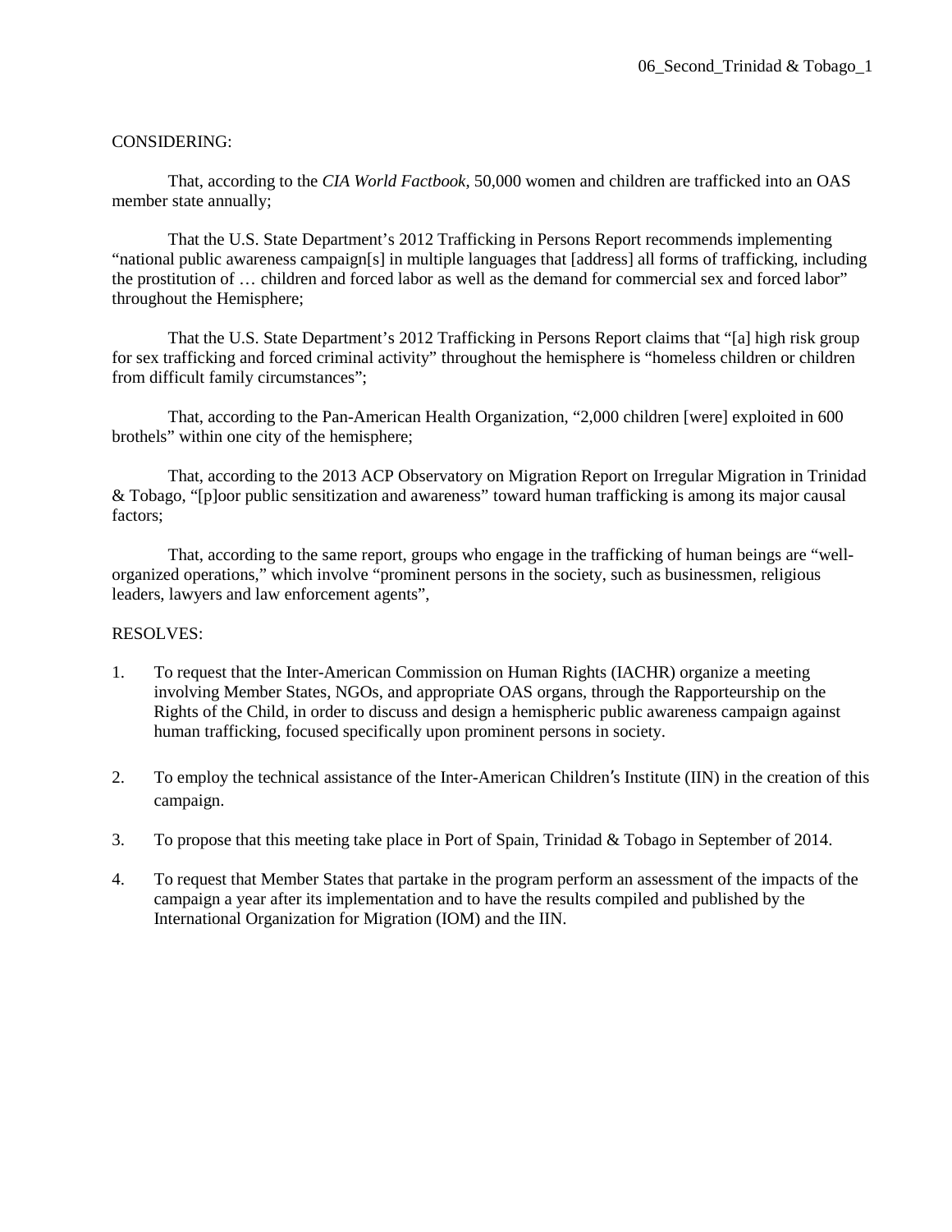06_Second_Trinidad & Tobago_1

CONSIDERING:

That, according to the *CIA World Factbook*, 50,000 women and children are trafficked into an OAS member state annually;

That the U.S. State Department's 2012 Trafficking in Persons Report recommends implementing "national public awareness campaign[s] in multiple languages that [address] all forms of trafficking, including the prostitution of … children and forced labor as well as the demand for commercial sex and forced labor" throughout the Hemisphere;

That the U.S. State Department's 2012 Trafficking in Persons Report claims that "[a] high risk group for sex trafficking and forced criminal activity" throughout the hemisphere is "homeless children or children from difficult family circumstances";

That, according to the Pan-American Health Organization, "2,000 children [were] exploited in 600 brothels" within one city of the hemisphere;

That, according to the 2013 ACP Observatory on Migration Report on Irregular Migration in Trinidad & Tobago, "[p]oor public sensitization and awareness" toward human trafficking is among its major causal factors;

That, according to the same report, groups who engage in the trafficking of human beings are "well-organized operations," which involve "prominent persons in the society, such as businessmen, religious leaders, lawyers and law enforcement agents",

RESOLVES:

1. To request that the Inter-American Commission on Human Rights (IACHR) organize a meeting involving Member States, NGOs, and appropriate OAS organs, through the Rapporteurship on the Rights of the Child, in order to discuss and design a hemispheric public awareness campaign against human trafficking, focused specifically upon prominent persons in society.

2. To employ the technical assistance of the Inter-American Children′s Institute (IIN) in the creation of this campaign.

3. To propose that this meeting take place in Port of Spain, Trinidad & Tobago in September of 2014.

4. To request that Member States that partake in the program perform an assessment of the impacts of the campaign a year after its implementation and to have the results compiled and published by the International Organization for Migration (IOM) and the IIN.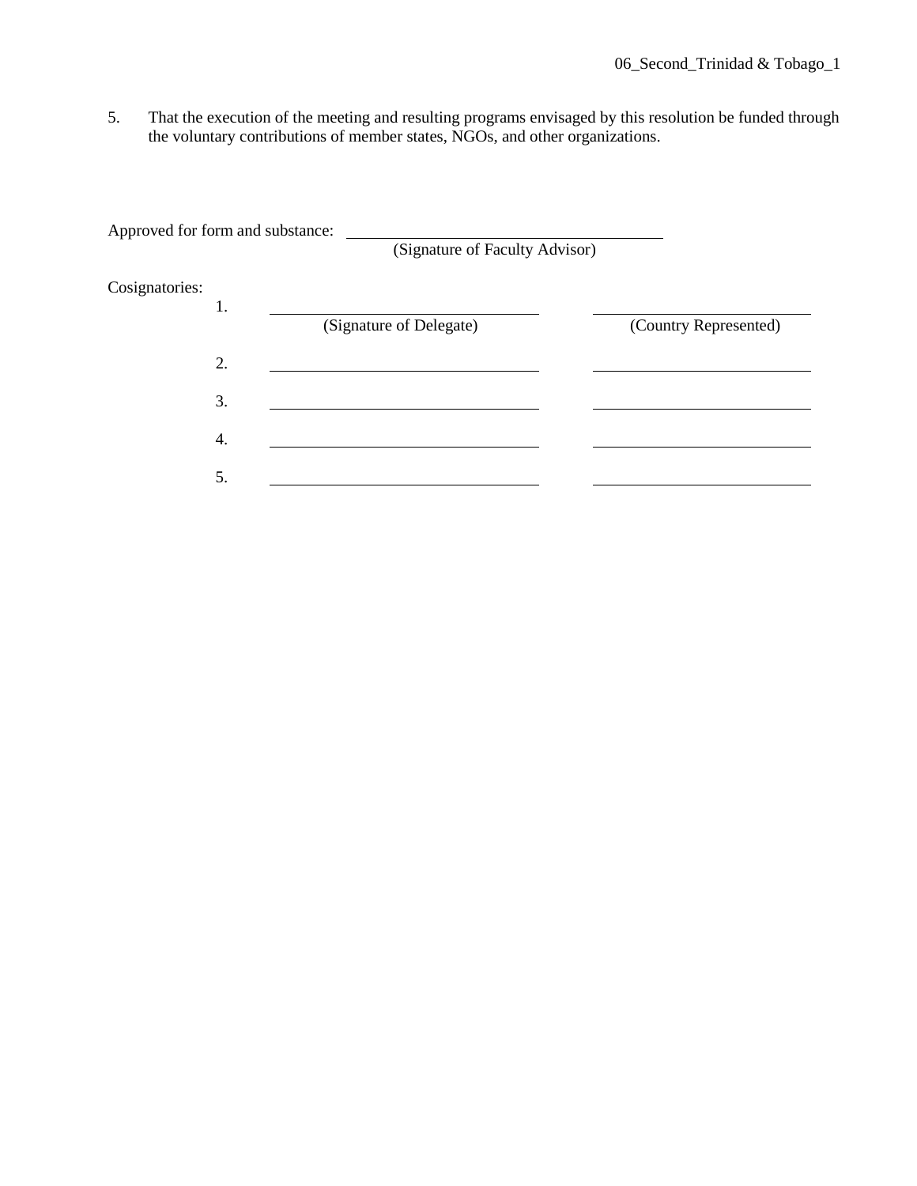5. That the execution of the meeting and resulting programs envisaged by this resolution be funded through the voluntary contributions of member states, NGOs, and other organizations.

Approved for form and substance: ______________________________
(Signature of Faculty Advisor)

Cosignatories:

| | (Signature of Delegate) | (Country Represented) |
|---|---|---|
| 1. | ______________________ | ______________________ |
| 2. | ______________________ | ______________________ |
| 3. | ______________________ | ______________________ |
| 4. | ______________________ | ______________________ |
| 5. | ______________________ | ______________________ |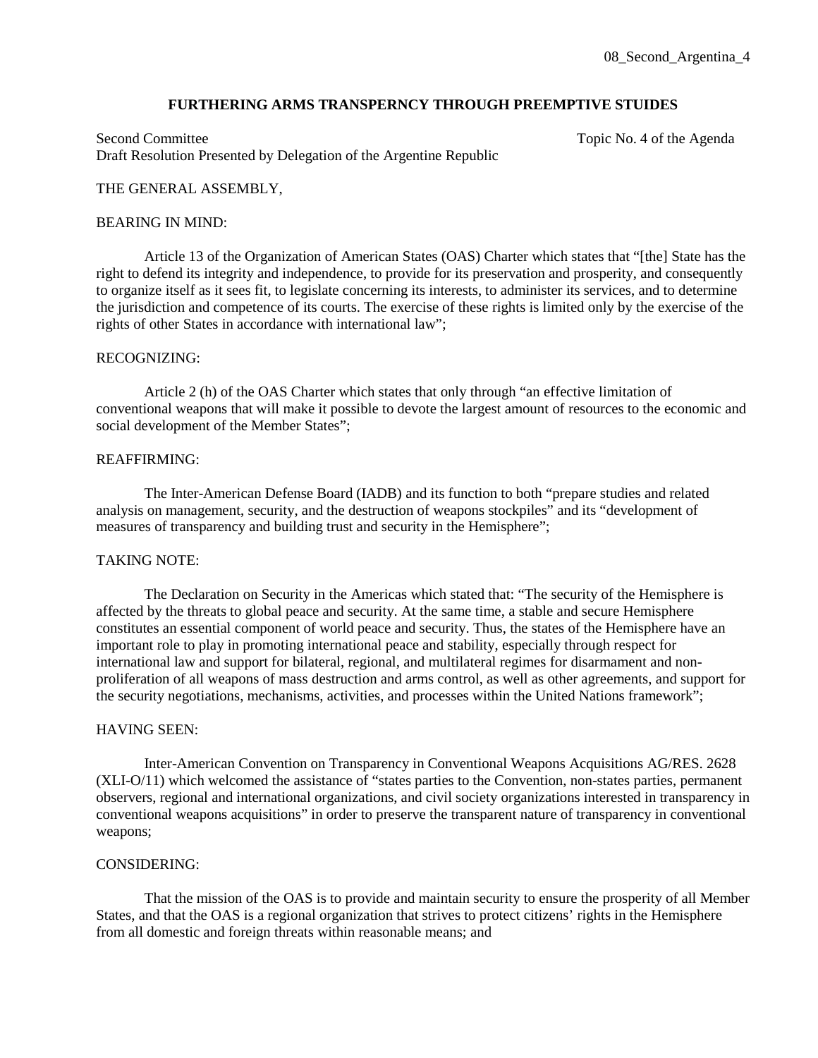08_Second_Argentina_4

**FURTHERING ARMS TRANSPERNCY THROUGH PREEMPTIVE STUIDES**

Second Committee  Topic No. 4 of the Agenda
Draft Resolution Presented by Delegation of the Argentine Republic

THE GENERAL ASSEMBLY,

BEARING IN MIND:

Article 13 of the Organization of American States (OAS) Charter which states that "[the] State has the right to defend its integrity and independence, to provide for its preservation and prosperity, and consequently to organize itself as it sees fit, to legislate concerning its interests, to administer its services, and to determine the jurisdiction and competence of its courts. The exercise of these rights is limited only by the exercise of the rights of other States in accordance with international law";

RECOGNIZING:

Article 2 (h) of the OAS Charter which states that only through "an effective limitation of conventional weapons that will make it possible to devote the largest amount of resources to the economic and social development of the Member States";

REAFFIRMING:

The Inter-American Defense Board (IADB) and its function to both "prepare studies and related analysis on management, security, and the destruction of weapons stockpiles" and its "development of measures of transparency and building trust and security in the Hemisphere";

TAKING NOTE:

The Declaration on Security in the Americas which stated that: "The security of the Hemisphere is affected by the threats to global peace and security. At the same time, a stable and secure Hemisphere constitutes an essential component of world peace and security. Thus, the states of the Hemisphere have an important role to play in promoting international peace and stability, especially through respect for international law and support for bilateral, regional, and multilateral regimes for disarmament and non-proliferation of all weapons of mass destruction and arms control, as well as other agreements, and support for the security negotiations, mechanisms, activities, and processes within the United Nations framework";

HAVING SEEN:

Inter-American Convention on Transparency in Conventional Weapons Acquisitions AG/RES. 2628 (XLI-O/11) which welcomed the assistance of "states parties to the Convention, non-states parties, permanent observers, regional and international organizations, and civil society organizations interested in transparency in conventional weapons acquisitions" in order to preserve the transparent nature of transparency in conventional weapons;

CONSIDERING:

That the mission of the OAS is to provide and maintain security to ensure the prosperity of all Member States, and that the OAS is a regional organization that strives to protect citizens' rights in the Hemisphere from all domestic and foreign threats within reasonable means; and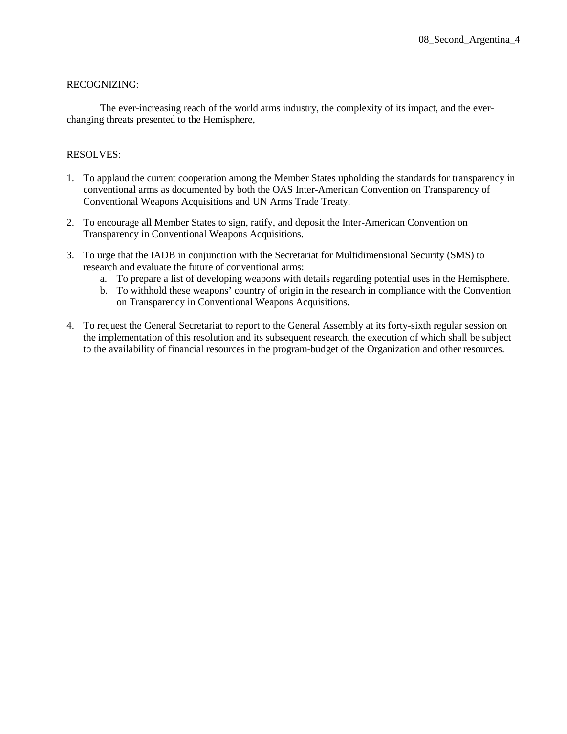RECOGNIZING:

The ever-increasing reach of the world arms industry, the complexity of its impact, and the ever-changing threats presented to the Hemisphere,

RESOLVES:

1. To applaud the current cooperation among the Member States upholding the standards for transparency in conventional arms as documented by both the OAS Inter-American Convention on Transparency of Conventional Weapons Acquisitions and UN Arms Trade Treaty.

2. To encourage all Member States to sign, ratify, and deposit the Inter-American Convention on Transparency in Conventional Weapons Acquisitions.

3. To urge that the IADB in conjunction with the Secretariat for Multidimensional Security (SMS) to research and evaluate the future of conventional arms:
    a. To prepare a list of developing weapons with details regarding potential uses in the Hemisphere.
    b. To withhold these weapons' country of origin in the research in compliance with the Convention on Transparency in Conventional Weapons Acquisitions.

4. To request the General Secretariat to report to the General Assembly at its forty-sixth regular session on the implementation of this resolution and its subsequent research, the execution of which shall be subject to the availability of financial resources in the program-budget of the Organization and other resources.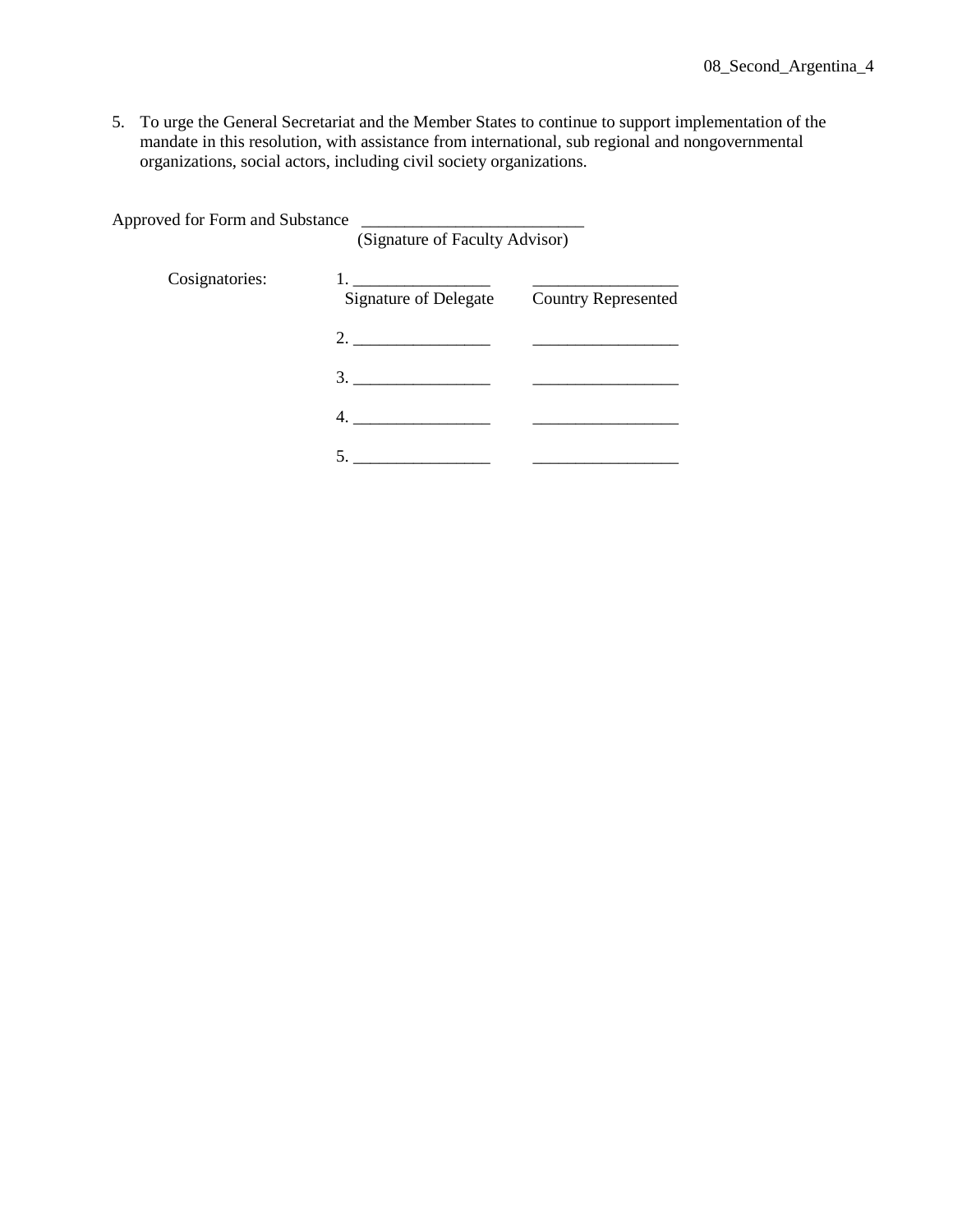5. To urge the General Secretariat and the Member States to continue to support implementation of the mandate in this resolution, with assistance from international, sub regional and nongovernmental organizations, social actors, including civil society organizations.

Approved for Form and Substance _________________________
(Signature of Faculty Advisor)

Cosignatories:

| | Signature of Delegate | Country Represented |
|---|---|---|
| 1. | ________________ | ________________ |
| 2. | ________________ | ________________ |
| 3. | ________________ | ________________ |
| 4. | ________________ | ________________ |
| 5. | ________________ | ________________ |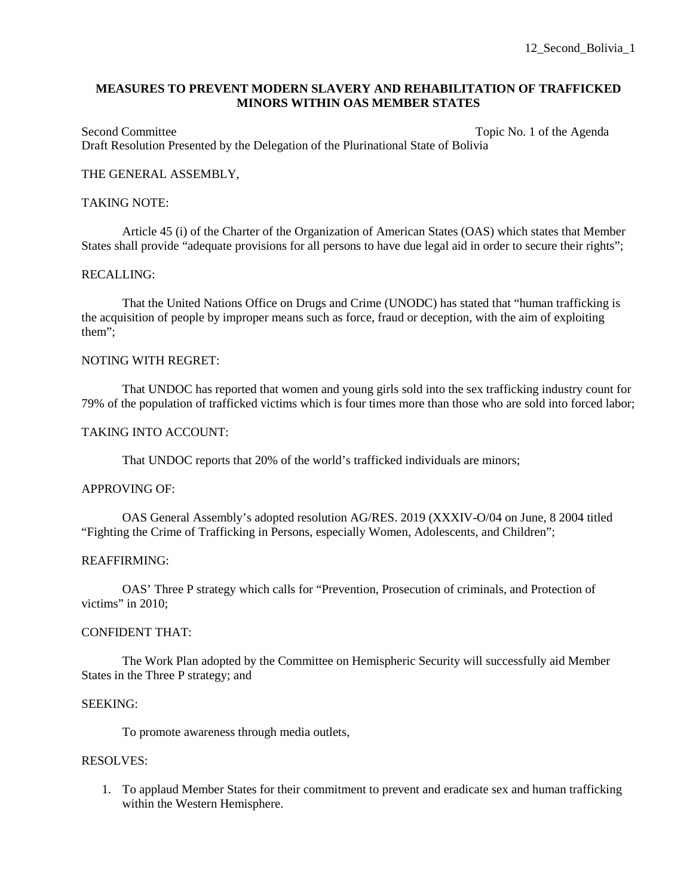12_Second_Bolivia_1

**MEASURES TO PREVENT MODERN SLAVERY AND REHABILITATION OF TRAFFICKED MINORS WITHIN OAS MEMBER STATES**

Second Committee Topic No. 1 of the Agenda
Draft Resolution Presented by the Delegation of the Plurinational State of Bolivia

THE GENERAL ASSEMBLY,

TAKING NOTE:

Article 45 (i) of the Charter of the Organization of American States (OAS) which states that Member States shall provide "adequate provisions for all persons to have due legal aid in order to secure their rights";

RECALLING:

That the United Nations Office on Drugs and Crime (UNODC) has stated that "human trafficking is the acquisition of people by improper means such as force, fraud or deception, with the aim of exploiting them";

NOTING WITH REGRET:

That UNDOC has reported that women and young girls sold into the sex trafficking industry count for 79% of the population of trafficked victims which is four times more than those who are sold into forced labor;

TAKING INTO ACCOUNT:

That UNDOC reports that 20% of the world's trafficked individuals are minors;

APPROVING OF:

OAS General Assembly's adopted resolution AG/RES. 2019 (XXXIV-O/04 on June, 8 2004 titled "Fighting the Crime of Trafficking in Persons, especially Women, Adolescents, and Children";

REAFFIRMING:

OAS' Three P strategy which calls for "Prevention, Prosecution of criminals, and Protection of victims" in 2010;

CONFIDENT THAT:

The Work Plan adopted by the Committee on Hemispheric Security will successfully aid Member States in the Three P strategy; and

SEEKING:

To promote awareness through media outlets,

RESOLVES:

1. To applaud Member States for their commitment to prevent and eradicate sex and human trafficking within the Western Hemisphere.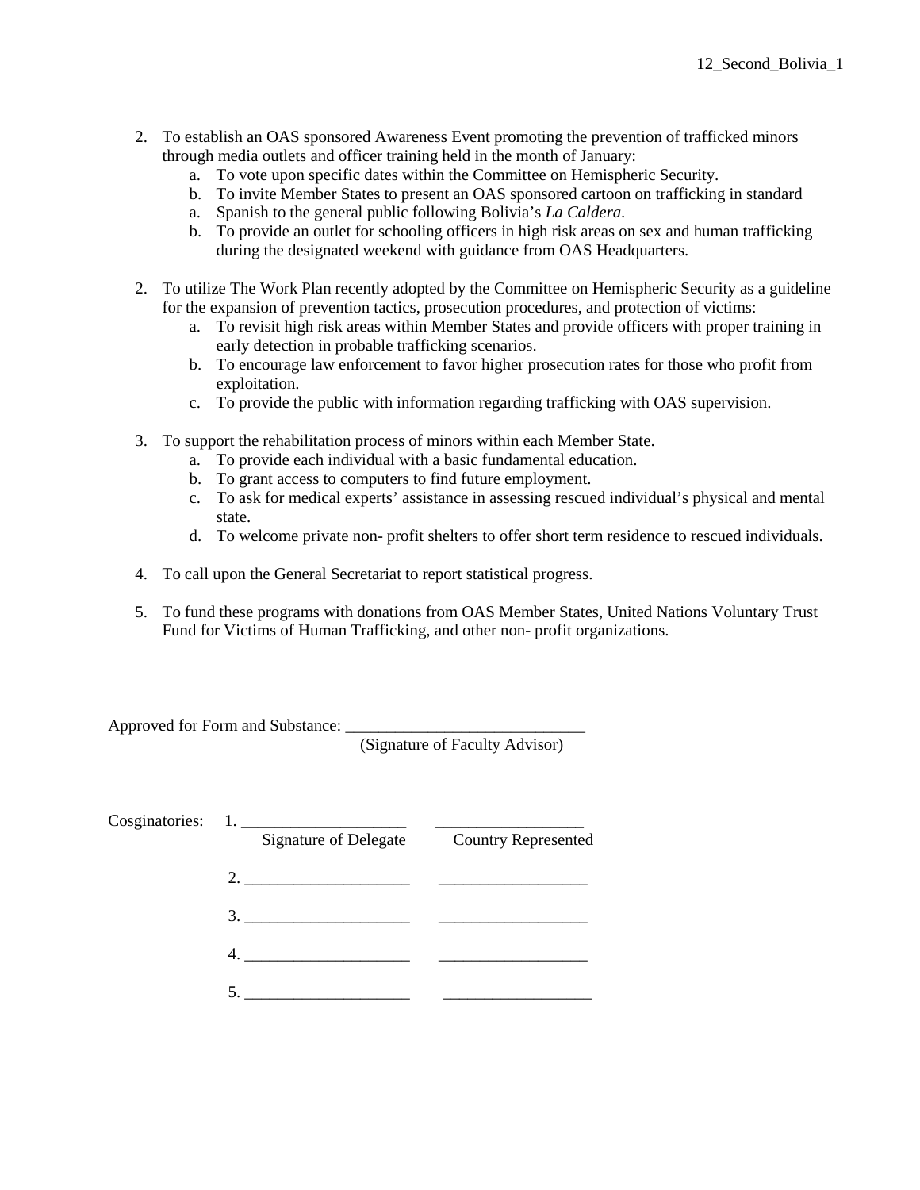2. To establish an OAS sponsored Awareness Event promoting the prevention of trafficked minors through media outlets and officer training held in the month of January:
   a. To vote upon specific dates within the Committee on Hemispheric Security.
   b. To invite Member States to present an OAS sponsored cartoon on trafficking in standard
   a. Spanish to the general public following Bolivia's *La Caldera*.
   b. To provide an outlet for schooling officers in high risk areas on sex and human trafficking during the designated weekend with guidance from OAS Headquarters.

2. To utilize The Work Plan recently adopted by the Committee on Hemispheric Security as a guideline for the expansion of prevention tactics, prosecution procedures, and protection of victims:
   a. To revisit high risk areas within Member States and provide officers with proper training in early detection in probable trafficking scenarios.
   b. To encourage law enforcement to favor higher prosecution rates for those who profit from exploitation.
   c. To provide the public with information regarding trafficking with OAS supervision.

3. To support the rehabilitation process of minors within each Member State.
   a. To provide each individual with a basic fundamental education.
   b. To grant access to computers to find future employment.
   c. To ask for medical experts' assistance in assessing rescued individual's physical and mental state.
   d. To welcome private non- profit shelters to offer short term residence to rescued individuals.

4. To call upon the General Secretariat to report statistical progress.

5. To fund these programs with donations from OAS Member States, United Nations Voluntary Trust Fund for Victims of Human Trafficking, and other non- profit organizations.

Approved for Form and Substance: ____________________________
(Signature of Faculty Advisor)

Cosginatories:

1. ____________________ __________________
   Signature of Delegate Country Represented
2. ____________________ __________________
3. ____________________ __________________
4. ____________________ __________________
5. ____________________ __________________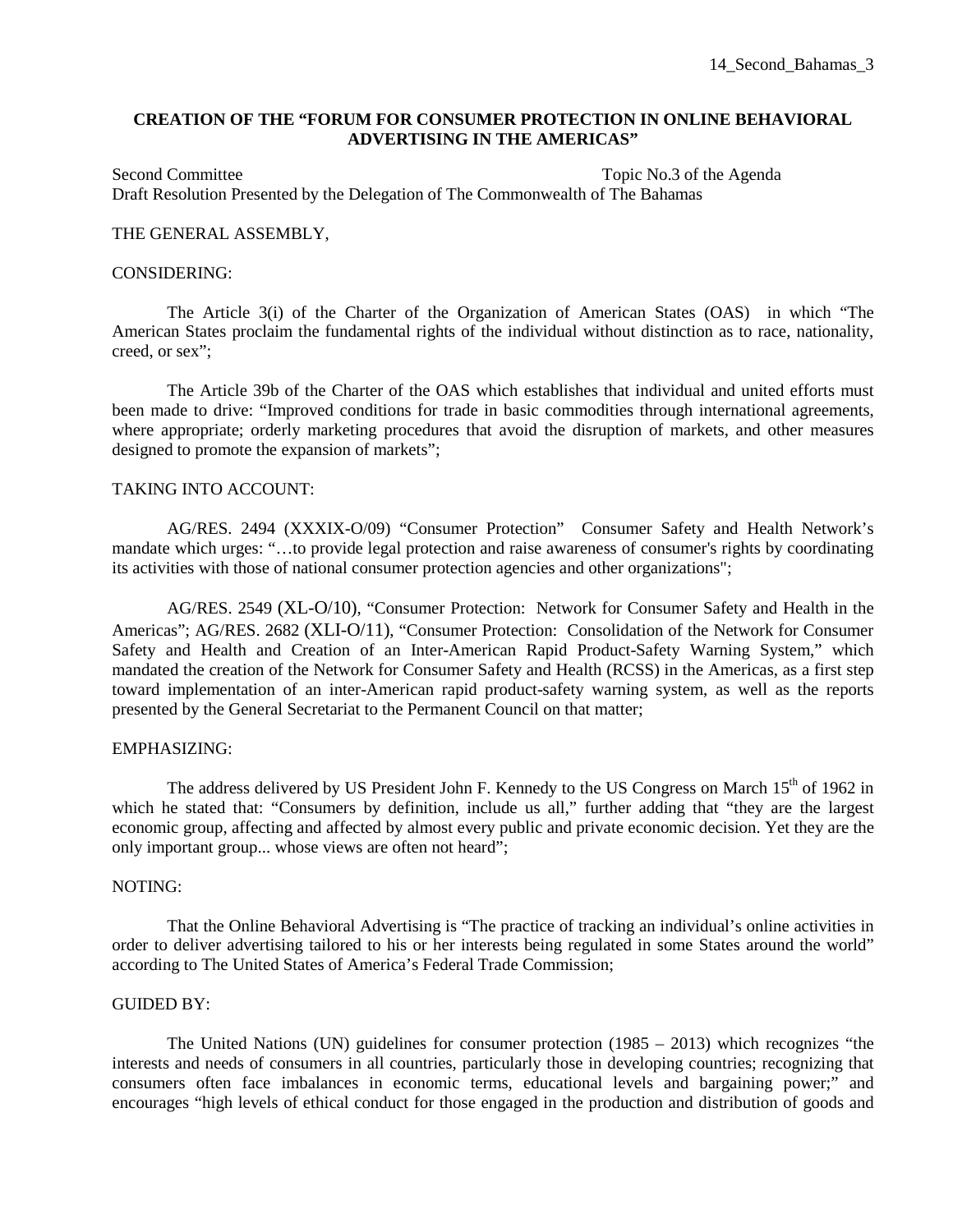**CREATION OF THE "FORUM FOR CONSUMER PROTECTION IN ONLINE BEHAVIORAL ADVERTISING IN THE AMERICAS"**

Second Committee Topic No.3 of the Agenda
Draft Resolution Presented by the Delegation of The Commonwealth of The Bahamas

THE GENERAL ASSEMBLY,

CONSIDERING:

The Article 3(i) of the Charter of the Organization of American States (OAS) in which "The American States proclaim the fundamental rights of the individual without distinction as to race, nationality, creed, or sex";

The Article 39b of the Charter of the OAS which establishes that individual and united efforts must been made to drive: "Improved conditions for trade in basic commodities through international agreements, where appropriate; orderly marketing procedures that avoid the disruption of markets, and other measures designed to promote the expansion of markets";

TAKING INTO ACCOUNT:

AG/RES. 2494 (XXXIX-O/09) "Consumer Protection" Consumer Safety and Health Network's mandate which urges: "…to provide legal protection and raise awareness of consumer's rights by coordinating its activities with those of national consumer protection agencies and other organizations";

AG/RES. 2549 (XL-O/10), "Consumer Protection: Network for Consumer Safety and Health in the Americas"; AG/RES. 2682 (XLI-O/11), "Consumer Protection: Consolidation of the Network for Consumer Safety and Health and Creation of an Inter-American Rapid Product-Safety Warning System," which mandated the creation of the Network for Consumer Safety and Health (RCSS) in the Americas, as a first step toward implementation of an inter-American rapid product-safety warning system, as well as the reports presented by the General Secretariat to the Permanent Council on that matter;

EMPHASIZING:

The address delivered by US President John F. Kennedy to the US Congress on March 15th of 1962 in which he stated that: "Consumers by definition, include us all," further adding that "they are the largest economic group, affecting and affected by almost every public and private economic decision. Yet they are the only important group... whose views are often not heard";

NOTING:

That the Online Behavioral Advertising is "The practice of tracking an individual's online activities in order to deliver advertising tailored to his or her interests being regulated in some States around the world" according to The United States of America's Federal Trade Commission;

GUIDED BY:

The United Nations (UN) guidelines for consumer protection (1985 – 2013) which recognizes "the interests and needs of consumers in all countries, particularly those in developing countries; recognizing that consumers often face imbalances in economic terms, educational levels and bargaining power;" and encourages "high levels of ethical conduct for those engaged in the production and distribution of goods and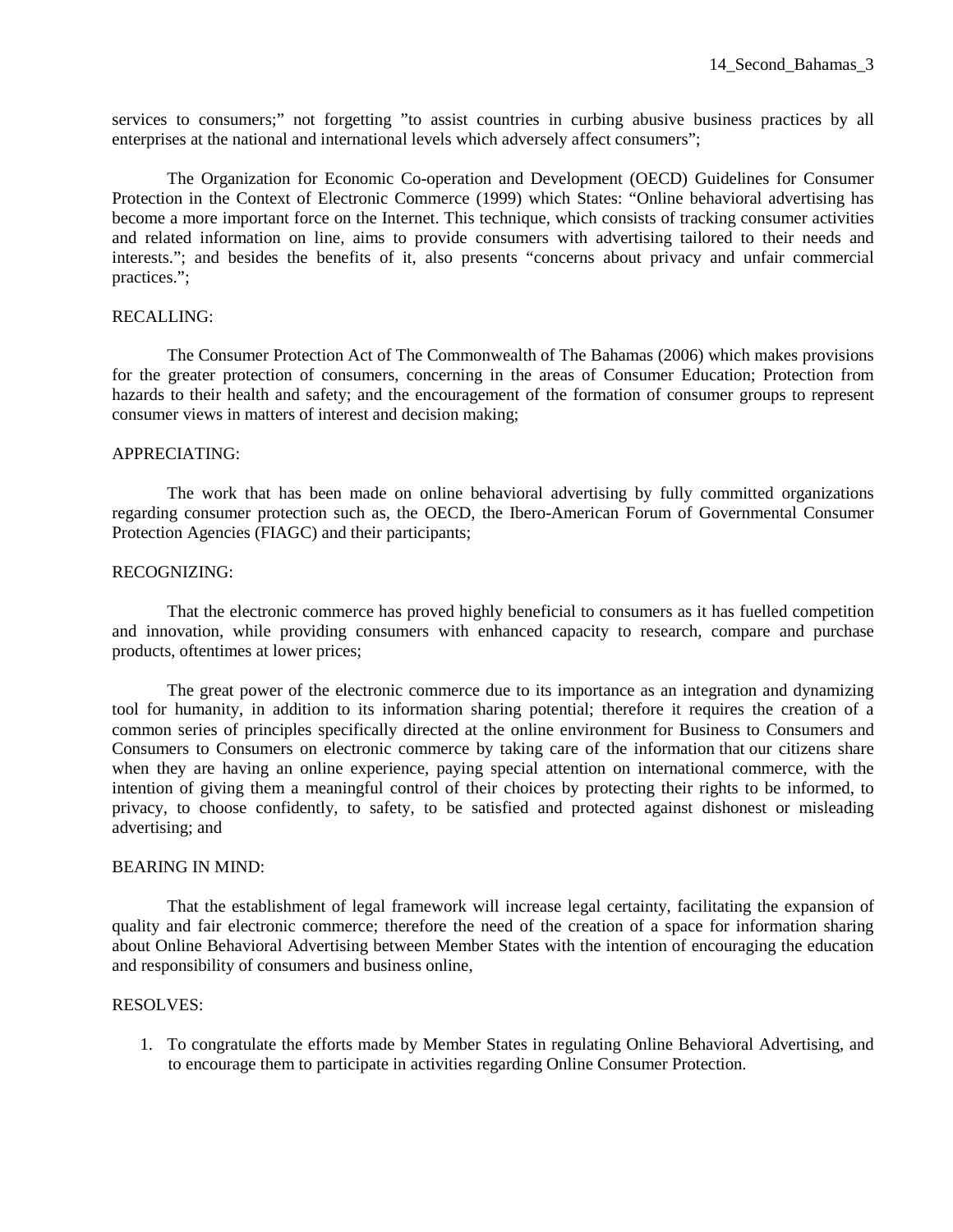services to consumers;" not forgetting "to assist countries in curbing abusive business practices by all enterprises at the national and international levels which adversely affect consumers";

The Organization for Economic Co-operation and Development (OECD) Guidelines for Consumer Protection in the Context of Electronic Commerce (1999) which States: "Online behavioral advertising has become a more important force on the Internet. This technique, which consists of tracking consumer activities and related information on line, aims to provide consumers with advertising tailored to their needs and interests."; and besides the benefits of it, also presents "concerns about privacy and unfair commercial practices.";

RECALLING:

The Consumer Protection Act of The Commonwealth of The Bahamas (2006) which makes provisions for the greater protection of consumers, concerning in the areas of Consumer Education; Protection from hazards to their health and safety; and the encouragement of the formation of consumer groups to represent consumer views in matters of interest and decision making;

APPRECIATING:

The work that has been made on online behavioral advertising by fully committed organizations regarding consumer protection such as, the OECD, the Ibero-American Forum of Governmental Consumer Protection Agencies (FIAGC) and their participants;

RECOGNIZING:

That the electronic commerce has proved highly beneficial to consumers as it has fuelled competition and innovation, while providing consumers with enhanced capacity to research, compare and purchase products, oftentimes at lower prices;

The great power of the electronic commerce due to its importance as an integration and dynamizing tool for humanity, in addition to its information sharing potential; therefore it requires the creation of a common series of principles specifically directed at the online environment for Business to Consumers and Consumers to Consumers on electronic commerce by taking care of the information that our citizens share when they are having an online experience, paying special attention on international commerce, with the intention of giving them a meaningful control of their choices by protecting their rights to be informed, to privacy, to choose confidently, to safety, to be satisfied and protected against dishonest or misleading advertising; and

BEARING IN MIND:

That the establishment of legal framework will increase legal certainty, facilitating the expansion of quality and fair electronic commerce; therefore the need of the creation of a space for information sharing about Online Behavioral Advertising between Member States with the intention of encouraging the education and responsibility of consumers and business online,

RESOLVES:

1. To congratulate the efforts made by Member States in regulating Online Behavioral Advertising, and to encourage them to participate in activities regarding Online Consumer Protection.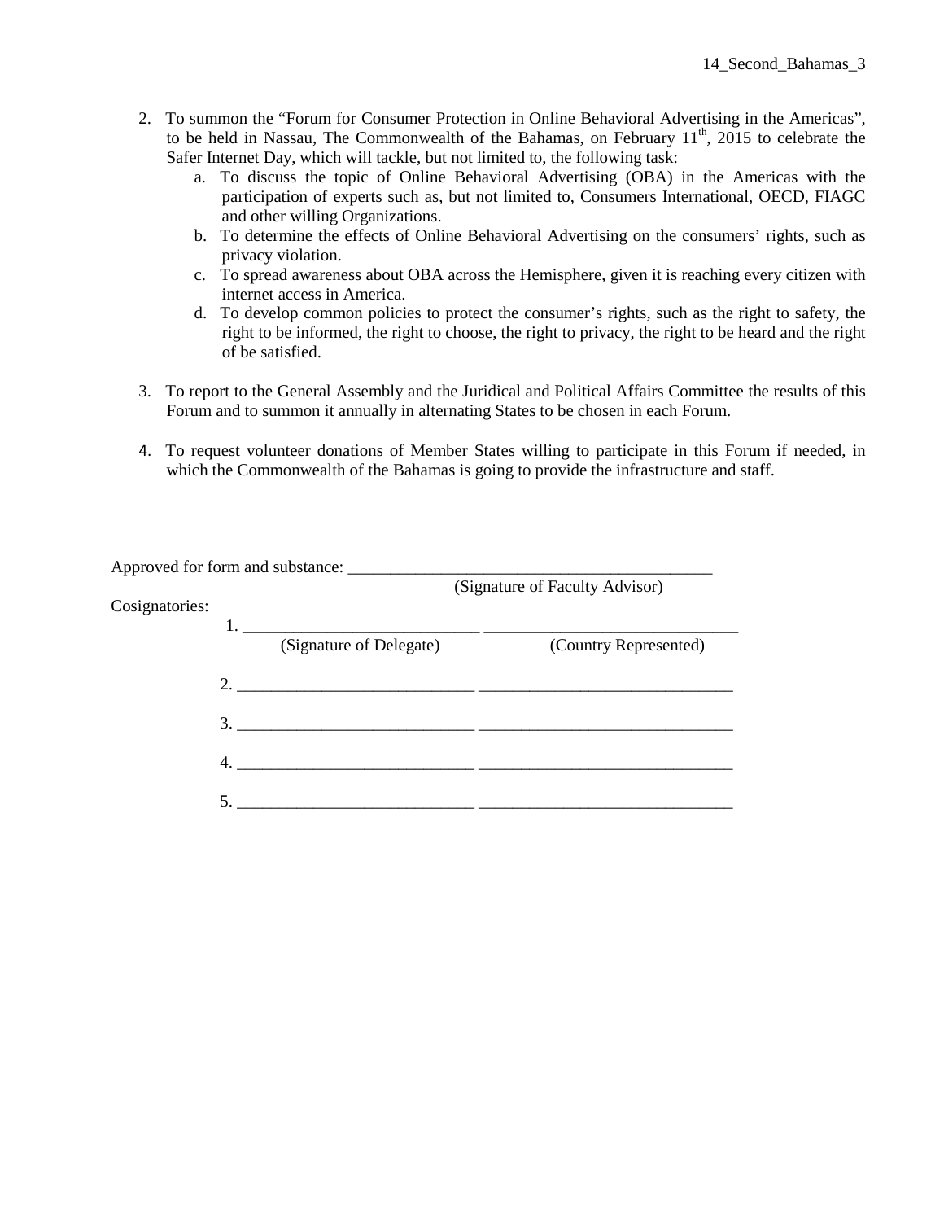2. To summon the "Forum for Consumer Protection in Online Behavioral Advertising in the Americas", to be held in Nassau, The Commonwealth of the Bahamas, on February 11th, 2015 to celebrate the Safer Internet Day, which will tackle, but not limited to, the following task:
    a. To discuss the topic of Online Behavioral Advertising (OBA) in the Americas with the participation of experts such as, but not limited to, Consumers International, OECD, FIAGC and other willing Organizations.
    b. To determine the effects of Online Behavioral Advertising on the consumers' rights, such as privacy violation.
    c. To spread awareness about OBA across the Hemisphere, given it is reaching every citizen with internet access in America.
    d. To develop common policies to protect the consumer's rights, such as the right to safety, the right to be informed, the right to choose, the right to privacy, the right to be heard and the right of be satisfied.

3. To report to the General Assembly and the Juridical and Political Affairs Committee the results of this Forum and to summon it annually in alternating States to be chosen in each Forum.

4. To request volunteer donations of Member States willing to participate in this Forum if needed, in which the Commonwealth of the Bahamas is going to provide the infrastructure and staff.

Approved for form and substance: ____________________________________________
(Signature of Faculty Advisor)

Cosignatories:

1. ____________________________ ______________________________
(Signature of Delegate) (Country Represented)

2. ____________________________ ______________________________

3. ____________________________ ______________________________

4. ____________________________ ______________________________

5. ____________________________ ______________________________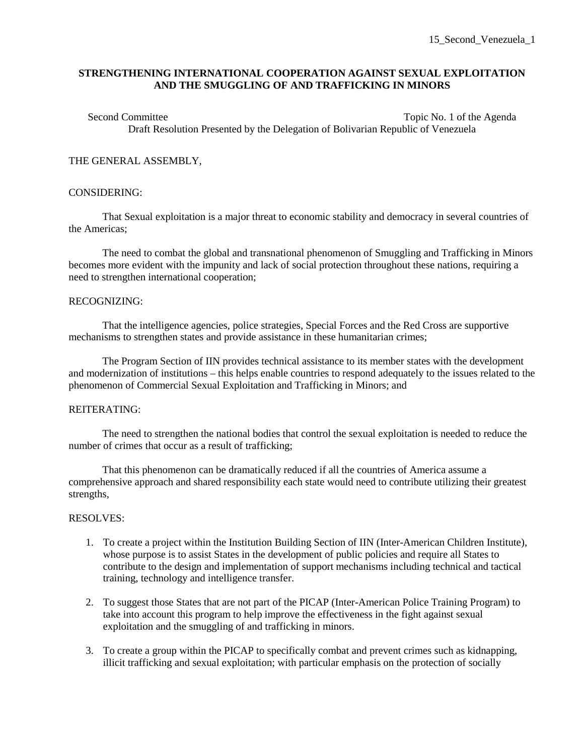15_Second_Venezuela_1

**STRENGTHENING INTERNATIONAL COOPERATION AGAINST SEXUAL EXPLOITATION AND THE SMUGGLING OF AND TRAFFICKING IN MINORS**

Second Committee    Topic No. 1 of the Agenda

Draft Resolution Presented by the Delegation of Bolivarian Republic of Venezuela

THE GENERAL ASSEMBLY,

CONSIDERING:

That Sexual exploitation is a major threat to economic stability and democracy in several countries of the Americas;

The need to combat the global and transnational phenomenon of Smuggling and Trafficking in Minors becomes more evident with the impunity and lack of social protection throughout these nations, requiring a need to strengthen international cooperation;

RECOGNIZING:

That the intelligence agencies, police strategies, Special Forces and the Red Cross are supportive mechanisms to strengthen states and provide assistance in these humanitarian crimes;

The Program Section of IIN provides technical assistance to its member states with the development and modernization of institutions – this helps enable countries to respond adequately to the issues related to the phenomenon of Commercial Sexual Exploitation and Trafficking in Minors; and

REITERATING:

The need to strengthen the national bodies that control the sexual exploitation is needed to reduce the number of crimes that occur as a result of trafficking;

That this phenomenon can be dramatically reduced if all the countries of America assume a comprehensive approach and shared responsibility each state would need to contribute utilizing their greatest strengths,

RESOLVES:

1. To create a project within the Institution Building Section of IIN (Inter-American Children Institute), whose purpose is to assist States in the development of public policies and require all States to contribute to the design and implementation of support mechanisms including technical and tactical training, technology and intelligence transfer.

2. To suggest those States that are not part of the PICAP (Inter-American Police Training Program) to take into account this program to help improve the effectiveness in the fight against sexual exploitation and the smuggling of and trafficking in minors.

3. To create a group within the PICAP to specifically combat and prevent crimes such as kidnapping, illicit trafficking and sexual exploitation; with particular emphasis on the protection of socially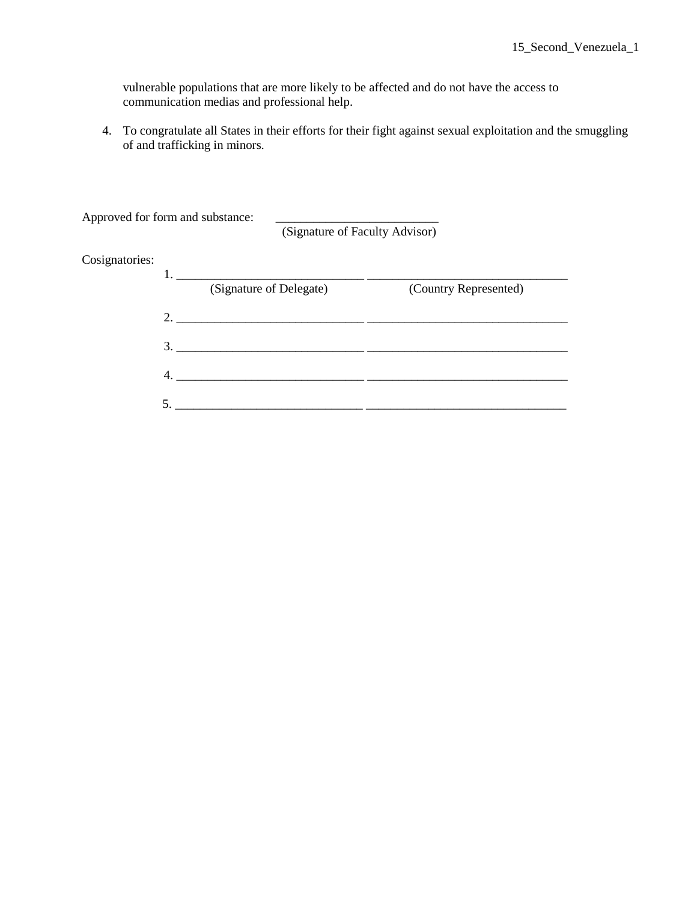vulnerable populations that are more likely to be affected and do not have the access to communication medias and professional help.

4. To congratulate all States in their efforts for their fight against sexual exploitation and the smuggling of and trafficking in minors.

Approved for form and substance: _________________________
(Signature of Faculty Advisor)

Cosignatories:

1. ______________________________ ________________________________
(Signature of Delegate) (Country Represented)

2. ______________________________ ________________________________

3. ______________________________ ________________________________

4. ______________________________ ________________________________

5. ______________________________ ________________________________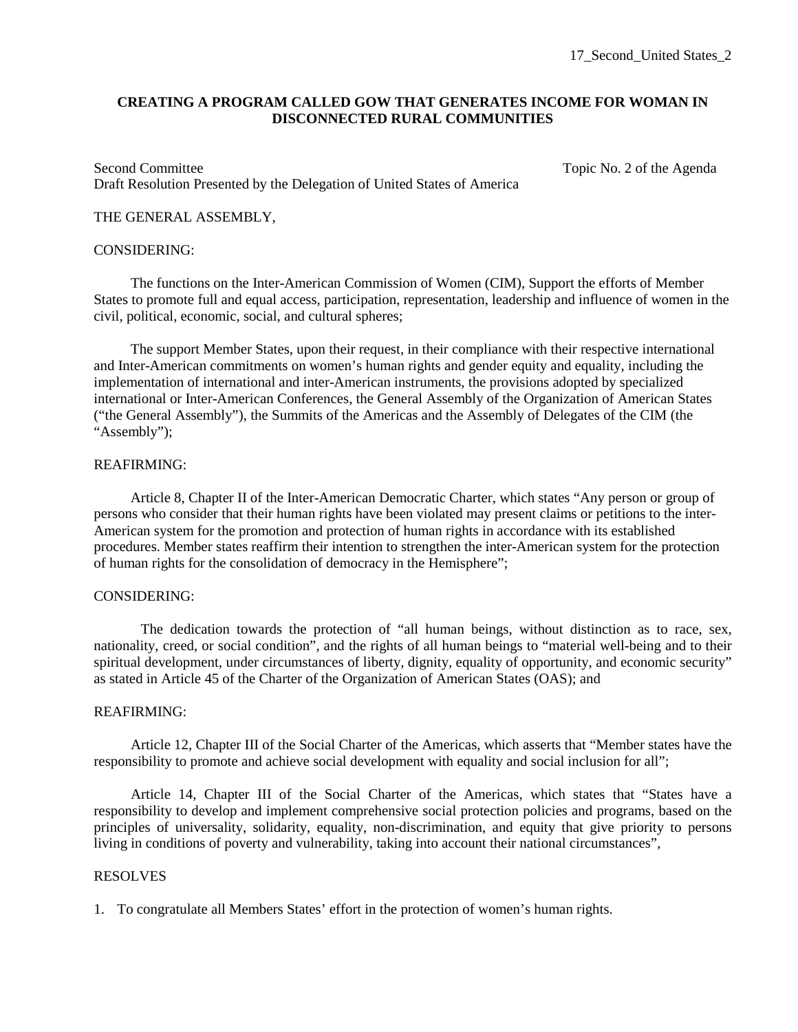**CREATING A PROGRAM CALLED GOW THAT GENERATES INCOME FOR WOMAN IN DISCONNECTED RURAL COMMUNITIES**

Second Committee  Topic No. 2 of the Agenda
Draft Resolution Presented by the Delegation of United States of America

THE GENERAL ASSEMBLY,

CONSIDERING:

The functions on the Inter-American Commission of Women (CIM), Support the efforts of Member States to promote full and equal access, participation, representation, leadership and influence of women in the civil, political, economic, social, and cultural spheres;

The support Member States, upon their request, in their compliance with their respective international and Inter-American commitments on women's human rights and gender equity and equality, including the implementation of international and inter-American instruments, the provisions adopted by specialized international or Inter-American Conferences, the General Assembly of the Organization of American States ("the General Assembly"), the Summits of the Americas and the Assembly of Delegates of the CIM (the "Assembly");

REAFIRMING:

Article 8, Chapter II of the Inter-American Democratic Charter, which states "Any person or group of persons who consider that their human rights have been violated may present claims or petitions to the inter-American system for the promotion and protection of human rights in accordance with its established procedures. Member states reaffirm their intention to strengthen the inter-American system for the protection of human rights for the consolidation of democracy in the Hemisphere";

CONSIDERING:

The dedication towards the protection of "all human beings, without distinction as to race, sex, nationality, creed, or social condition", and the rights of all human beings to "material well-being and to their spiritual development, under circumstances of liberty, dignity, equality of opportunity, and economic security" as stated in Article 45 of the Charter of the Organization of American States (OAS); and

REAFIRMING:

Article 12, Chapter III of the Social Charter of the Americas, which asserts that "Member states have the responsibility to promote and achieve social development with equality and social inclusion for all";

Article 14, Chapter III of the Social Charter of the Americas, which states that "States have a responsibility to develop and implement comprehensive social protection policies and programs, based on the principles of universality, solidarity, equality, non-discrimination, and equity that give priority to persons living in conditions of poverty and vulnerability, taking into account their national circumstances",

RESOLVES

1. To congratulate all Members States' effort in the protection of women's human rights.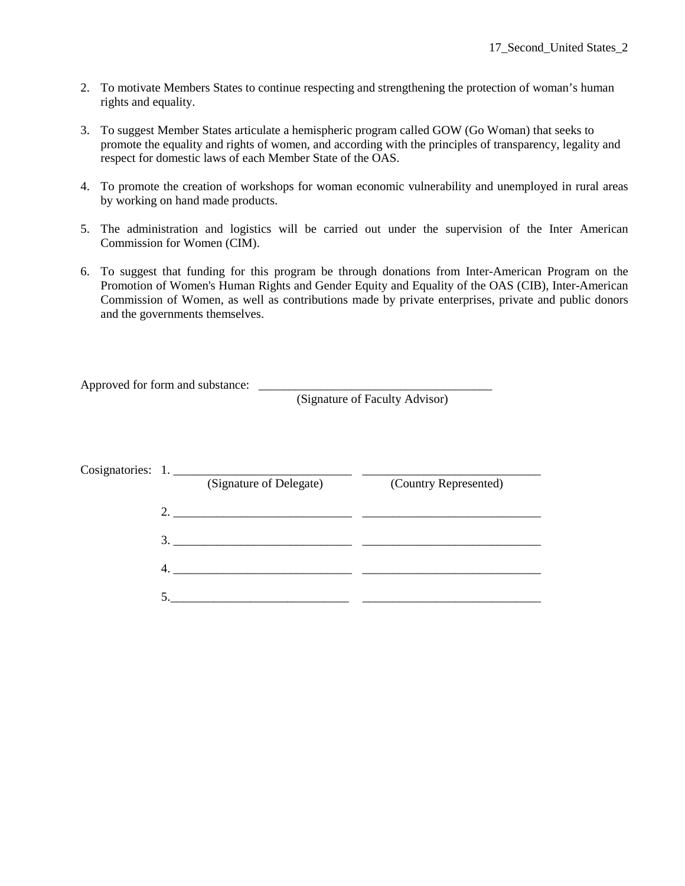2. To motivate Members States to continue respecting and strengthening the protection of woman's human rights and equality.

3. To suggest Member States articulate a hemispheric program called GOW (Go Woman) that seeks to promote the equality and rights of women, and according with the principles of transparency, legality and respect for domestic laws of each Member State of the OAS.

4. To promote the creation of workshops for woman economic vulnerability and unemployed in rural areas by working on hand made products.

5. The administration and logistics will be carried out under the supervision of the Inter American Commission for Women (CIM).

6. To suggest that funding for this program be through donations from Inter-American Program on the Promotion of Women's Human Rights and Gender Equity and Equality of the OAS (CIB), Inter-American Commission of Women, as well as contributions made by private enterprises, private and public donors and the governments themselves.

Approved for form and substance: ______________________________________
(Signature of Faculty Advisor)

Cosignatories:

1. ____________________________ ____________________________
(Signature of Delegate) (Country Represented)

2. ____________________________ ____________________________

3. ____________________________ ____________________________

4. ____________________________ ____________________________

5. ____________________________ ____________________________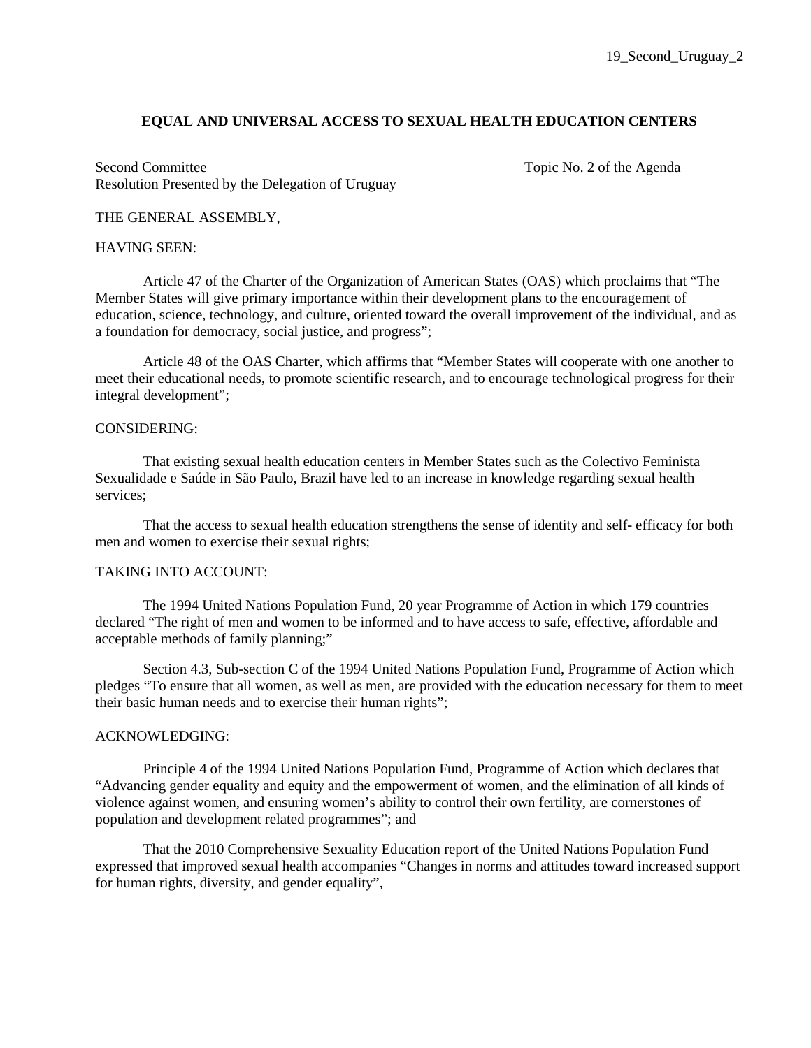**EQUAL AND UNIVERSAL ACCESS TO SEXUAL HEALTH EDUCATION CENTERS**

Second Committee  Topic No. 2 of the Agenda
Resolution Presented by the Delegation of Uruguay

THE GENERAL ASSEMBLY,

HAVING SEEN:

Article 47 of the Charter of the Organization of American States (OAS) which proclaims that "The Member States will give primary importance within their development plans to the encouragement of education, science, technology, and culture, oriented toward the overall improvement of the individual, and as a foundation for democracy, social justice, and progress";

Article 48 of the OAS Charter, which affirms that "Member States will cooperate with one another to meet their educational needs, to promote scientific research, and to encourage technological progress for their integral development";

CONSIDERING:

That existing sexual health education centers in Member States such as the Colectivo Feminista Sexualidade e Saúde in São Paulo, Brazil have led to an increase in knowledge regarding sexual health services;

That the access to sexual health education strengthens the sense of identity and self- efficacy for both men and women to exercise their sexual rights;

TAKING INTO ACCOUNT:

The 1994 United Nations Population Fund, 20 year Programme of Action in which 179 countries declared "The right of men and women to be informed and to have access to safe, effective, affordable and acceptable methods of family planning;"

Section 4.3, Sub-section C of the 1994 United Nations Population Fund, Programme of Action which pledges "To ensure that all women, as well as men, are provided with the education necessary for them to meet their basic human needs and to exercise their human rights";

ACKNOWLEDGING:

Principle 4 of the 1994 United Nations Population Fund, Programme of Action which declares that "Advancing gender equality and equity and the empowerment of women, and the elimination of all kinds of violence against women, and ensuring women's ability to control their own fertility, are cornerstones of population and development related programmes"; and

That the 2010 Comprehensive Sexuality Education report of the United Nations Population Fund expressed that improved sexual health accompanies "Changes in norms and attitudes toward increased support for human rights, diversity, and gender equality",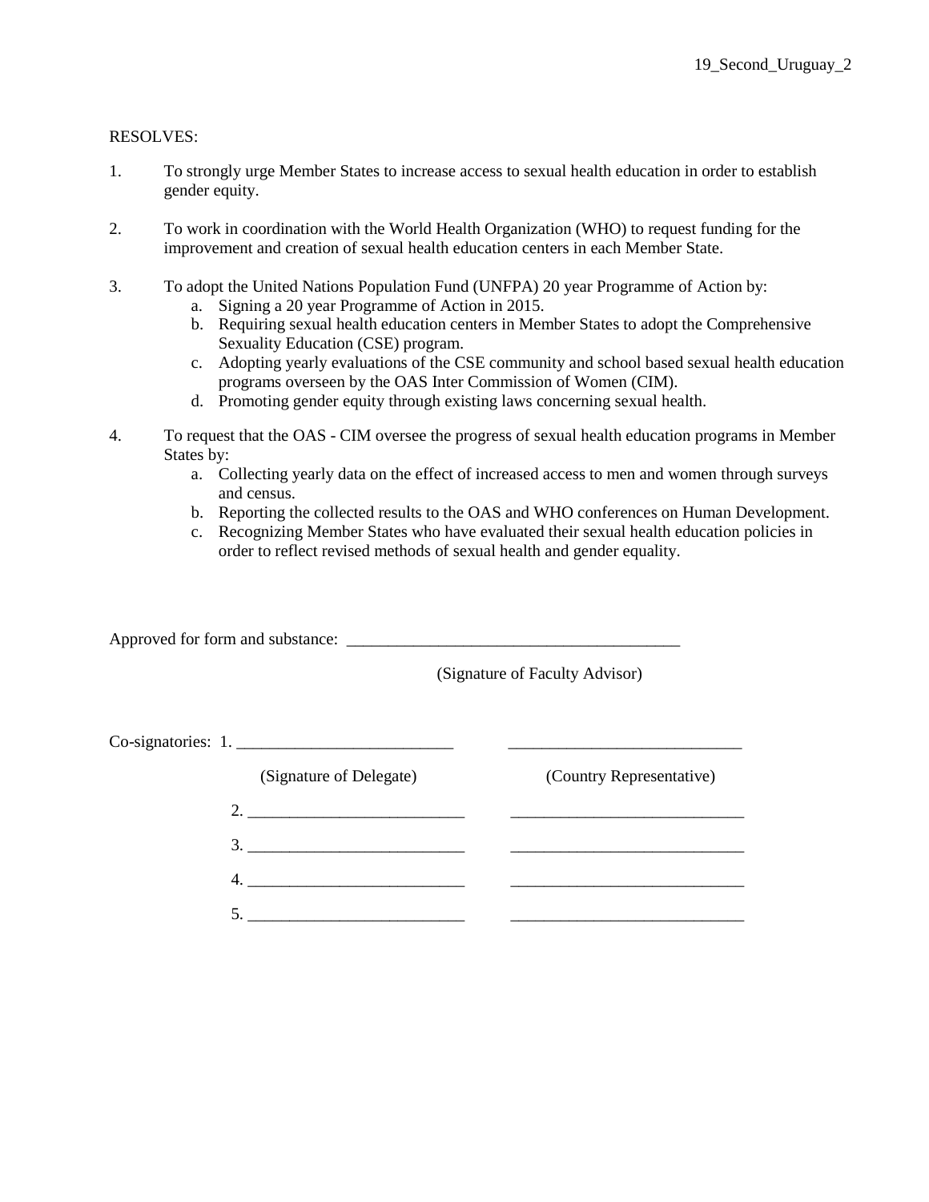RESOLVES:

1. To strongly urge Member States to increase access to sexual health education in order to establish gender equity.

2. To work in coordination with the World Health Organization (WHO) to request funding for the improvement and creation of sexual health education centers in each Member State.

3. To adopt the United Nations Population Fund (UNFPA) 20 year Programme of Action by:
   a. Signing a 20 year Programme of Action in 2015.
   b. Requiring sexual health education centers in Member States to adopt the Comprehensive Sexuality Education (CSE) program.
   c. Adopting yearly evaluations of the CSE community and school based sexual health education programs overseen by the OAS Inter Commission of Women (CIM).
   d. Promoting gender equity through existing laws concerning sexual health.

4. To request that the OAS - CIM oversee the progress of sexual health education programs in Member States by:
   a. Collecting yearly data on the effect of increased access to men and women through surveys and census.
   b. Reporting the collected results to the OAS and WHO conferences on Human Development.
   c. Recognizing Member States who have evaluated their sexual health education policies in order to reflect revised methods of sexual health and gender equality.

Approved for form and substance: ________________________________________

(Signature of Faculty Advisor)

Co-signatories: 1. __________________________ ____________________________

(Signature of Delegate) (Country Representative)

2. __________________________ ____________________________

3. __________________________ ____________________________

4. __________________________ ____________________________

5. __________________________ ____________________________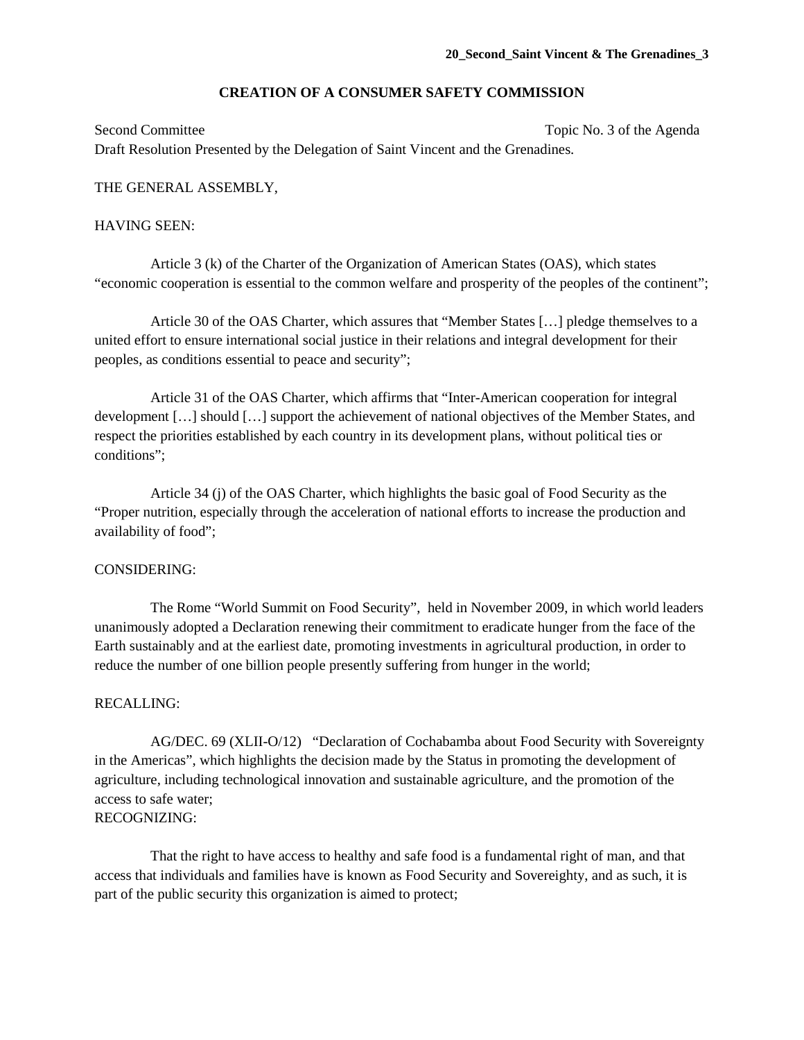**20_Second_Saint Vincent & The Grenadines_3**

## CREATION OF A CONSUMER SAFETY COMMISSION

Second Committee Topic No. 3 of the Agenda

Draft Resolution Presented by the Delegation of Saint Vincent and the Grenadines.

THE GENERAL ASSEMBLY,

HAVING SEEN:

Article 3 (k) of the Charter of the Organization of American States (OAS), which states "economic cooperation is essential to the common welfare and prosperity of the peoples of the continent";

Article 30 of the OAS Charter, which assures that "Member States […] pledge themselves to a united effort to ensure international social justice in their relations and integral development for their peoples, as conditions essential to peace and security";

Article 31 of the OAS Charter, which affirms that "Inter-American cooperation for integral development […] should […] support the achievement of national objectives of the Member States, and respect the priorities established by each country in its development plans, without political ties or conditions";

Article 34 (j) of the OAS Charter, which highlights the basic goal of Food Security as the "Proper nutrition, especially through the acceleration of national efforts to increase the production and availability of food";

CONSIDERING:

The Rome "World Summit on Food Security", held in November 2009, in which world leaders unanimously adopted a Declaration renewing their commitment to eradicate hunger from the face of the Earth sustainably and at the earliest date, promoting investments in agricultural production, in order to reduce the number of one billion people presently suffering from hunger in the world;

RECALLING:

AG/DEC. 69 (XLII-O/12) "Declaration of Cochabamba about Food Security with Sovereignty in the Americas", which highlights the decision made by the Status in promoting the development of agriculture, including technological innovation and sustainable agriculture, and the promotion of the access to safe water;

RECOGNIZING:

That the right to have access to healthy and safe food is a fundamental right of man, and that access that individuals and families have is known as Food Security and Sovereighty, and as such, it is part of the public security this organization is aimed to protect;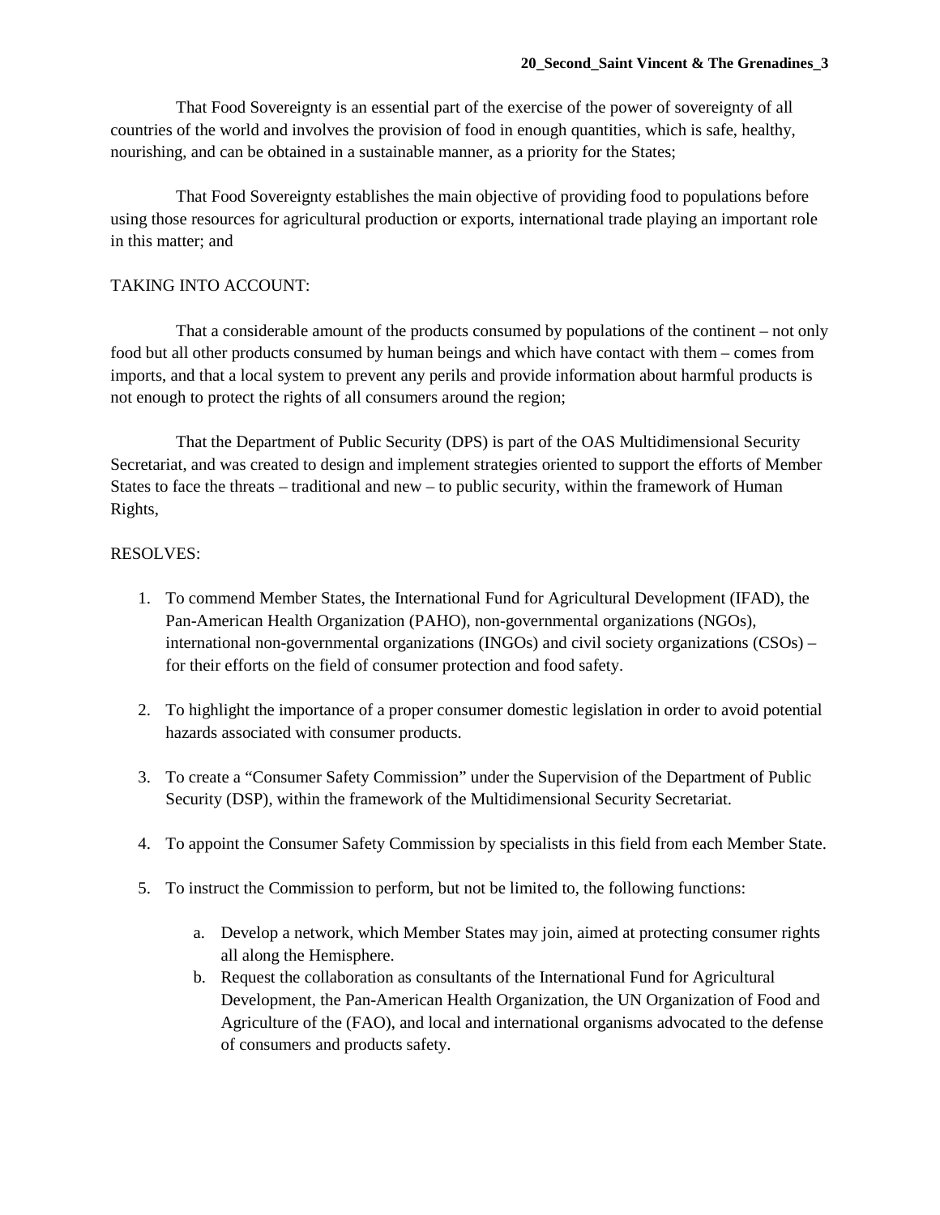That Food Sovereignty is an essential part of the exercise of the power of sovereignty of all countries of the world and involves the provision of food in enough quantities, which is safe, healthy, nourishing, and can be obtained in a sustainable manner, as a priority for the States;

That Food Sovereignty establishes the main objective of providing food to populations before using those resources for agricultural production or exports, international trade playing an important role in this matter; and

TAKING INTO ACCOUNT:

That a considerable amount of the products consumed by populations of the continent – not only food but all other products consumed by human beings and which have contact with them – comes from imports, and that a local system to prevent any perils and provide information about harmful products is not enough to protect the rights of all consumers around the region;

That the Department of Public Security (DPS) is part of the OAS Multidimensional Security Secretariat, and was created to design and implement strategies oriented to support the efforts of Member States to face the threats – traditional and new – to public security, within the framework of Human Rights,

RESOLVES:

1. To commend Member States, the International Fund for Agricultural Development (IFAD), the Pan-American Health Organization (PAHO), non-governmental organizations (NGOs), international non-governmental organizations (INGOs) and civil society organizations (CSOs) – for their efforts on the field of consumer protection and food safety.

2. To highlight the importance of a proper consumer domestic legislation in order to avoid potential hazards associated with consumer products.

3. To create a "Consumer Safety Commission" under the Supervision of the Department of Public Security (DSP), within the framework of the Multidimensional Security Secretariat.

4. To appoint the Consumer Safety Commission by specialists in this field from each Member State.

5. To instruct the Commission to perform, but not be limited to, the following functions:

   a. Develop a network, which Member States may join, aimed at protecting consumer rights all along the Hemisphere.
   b. Request the collaboration as consultants of the International Fund for Agricultural Development, the Pan-American Health Organization, the UN Organization of Food and Agriculture of the (FAO), and local and international organisms advocated to the defense of consumers and products safety.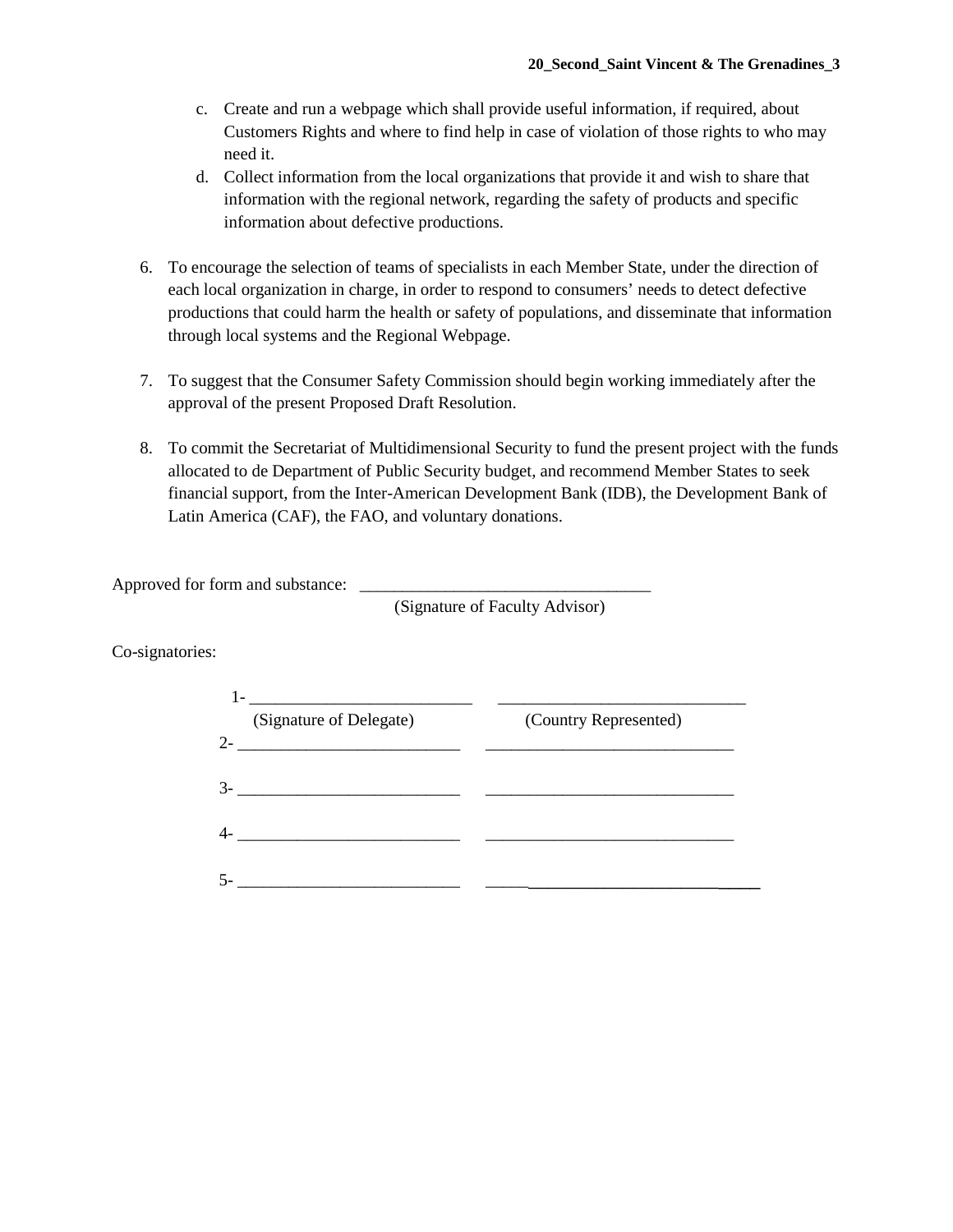c. Create and run a webpage which shall provide useful information, if required, about Customers Rights and where to find help in case of violation of those rights to who may need it.
d. Collect information from the local organizations that provide it and wish to share that information with the regional network, regarding the safety of products and specific information about defective productions.

6. To encourage the selection of teams of specialists in each Member State, under the direction of each local organization in charge, in order to respond to consumers' needs to detect defective productions that could harm the health or safety of populations, and disseminate that information through local systems and the Regional Webpage.

7. To suggest that the Consumer Safety Commission should begin working immediately after the approval of the present Proposed Draft Resolution.

8. To commit the Secretariat of Multidimensional Security to fund the present project with the funds allocated to de Department of Public Security budget, and recommend Member States to seek financial support, from the Inter-American Development Bank (IDB), the Development Bank of Latin America (CAF), the FAO, and voluntary donations.

Approved for form and substance: ___________________________________
(Signature of Faculty Advisor)

Co-signatories:

1- ___________________________ ______________________________
(Signature of Delegate) (Country Represented)

2- ___________________________ ______________________________

3- ___________________________ ______________________________

4- ___________________________ ______________________________

5- ___________________________ ______________________________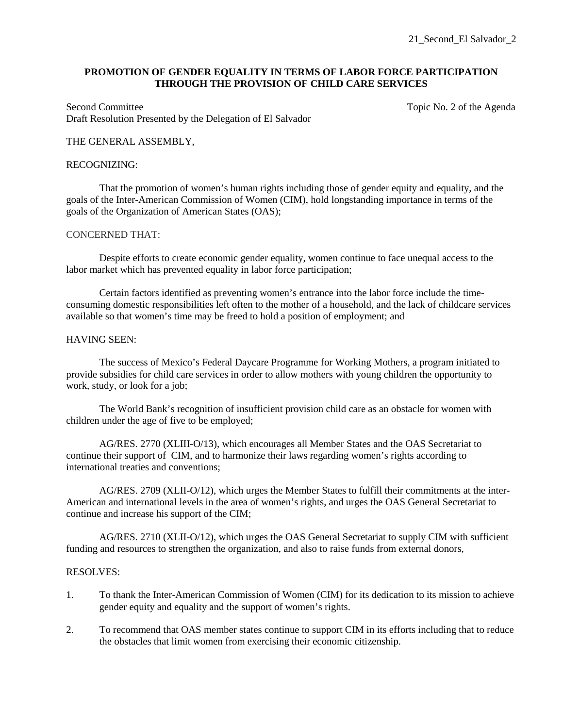21_Second_El Salvador_2

**PROMOTION OF GENDER EQUALITY IN TERMS OF LABOR FORCE PARTICIPATION THROUGH THE PROVISION OF CHILD CARE SERVICES**

Second Committee — Topic No. 2 of the Agenda

Draft Resolution Presented by the Delegation of El Salvador

THE GENERAL ASSEMBLY,

RECOGNIZING:

That the promotion of women's human rights including those of gender equity and equality, and the goals of the Inter-American Commission of Women (CIM), hold longstanding importance in terms of the goals of the Organization of American States (OAS);

CONCERNED THAT:

Despite efforts to create economic gender equality, women continue to face unequal access to the labor market which has prevented equality in labor force participation;

Certain factors identified as preventing women's entrance into the labor force include the time-consuming domestic responsibilities left often to the mother of a household, and the lack of childcare services available so that women's time may be freed to hold a position of employment; and

HAVING SEEN:

The success of Mexico's Federal Daycare Programme for Working Mothers, a program initiated to provide subsidies for child care services in order to allow mothers with young children the opportunity to work, study, or look for a job;

The World Bank's recognition of insufficient provision child care as an obstacle for women with children under the age of five to be employed;

AG/RES. 2770 (XLIII-O/13), which encourages all Member States and the OAS Secretariat to continue their support of CIM, and to harmonize their laws regarding women's rights according to international treaties and conventions;

AG/RES. 2709 (XLII-O/12), which urges the Member States to fulfill their commitments at the inter-American and international levels in the area of women's rights, and urges the OAS General Secretariat to continue and increase his support of the CIM;

AG/RES. 2710 (XLII-O/12), which urges the OAS General Secretariat to supply CIM with sufficient funding and resources to strengthen the organization, and also to raise funds from external donors,

RESOLVES:

1. To thank the Inter-American Commission of Women (CIM) for its dedication to its mission to achieve gender equity and equality and the support of women's rights.

2. To recommend that OAS member states continue to support CIM in its efforts including that to reduce the obstacles that limit women from exercising their economic citizenship.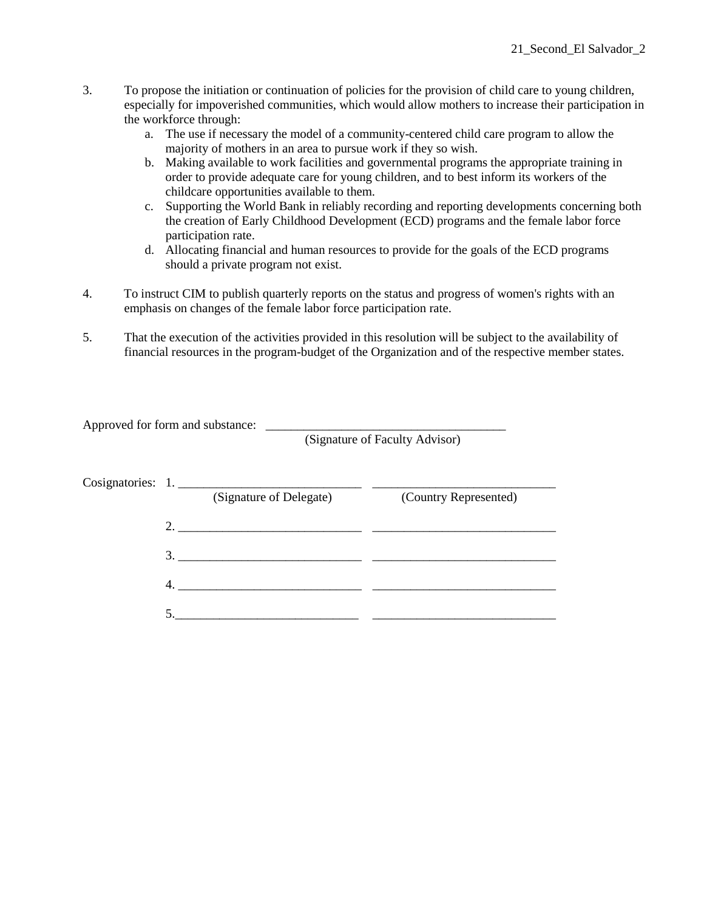3. To propose the initiation or continuation of policies for the provision of child care to young children, especially for impoverished communities, which would allow mothers to increase their participation in the workforce through:
   a. The use if necessary the model of a community-centered child care program to allow the majority of mothers in an area to pursue work if they so wish.
   b. Making available to work facilities and governmental programs the appropriate training in order to provide adequate care for young children, and to best inform its workers of the childcare opportunities available to them.
   c. Supporting the World Bank in reliably recording and reporting developments concerning both the creation of Early Childhood Development (ECD) programs and the female labor force participation rate.
   d. Allocating financial and human resources to provide for the goals of the ECD programs should a private program not exist.

4. To instruct CIM to publish quarterly reports on the status and progress of women's rights with an emphasis on changes of the female labor force participation rate.

5. That the execution of the activities provided in this resolution will be subject to the availability of financial resources in the program-budget of the Organization and of the respective member states.

Approved for form and substance: ______________________________________
(Signature of Faculty Advisor)

Cosignatories:

1. _____________________________ _____________________________
(Signature of Delegate) (Country Represented)

2. _____________________________ _____________________________

3. _____________________________ _____________________________

4. _____________________________ _____________________________

5. _____________________________ _____________________________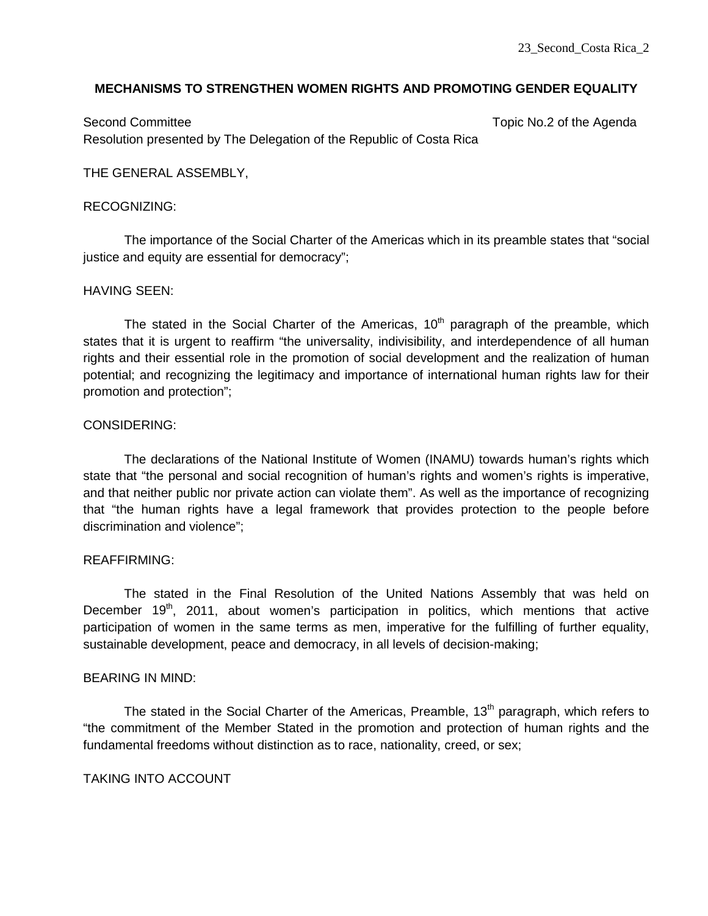**MECHANISMS TO STRENGTHEN WOMEN RIGHTS AND PROMOTING GENDER EQUALITY**

Second Committee — Topic No.2 of the Agenda

Resolution presented by The Delegation of the Republic of Costa Rica

THE GENERAL ASSEMBLY,

RECOGNIZING:

The importance of the Social Charter of the Americas which in its preamble states that "social justice and equity are essential for democracy";

HAVING SEEN:

The stated in the Social Charter of the Americas, 10th paragraph of the preamble, which states that it is urgent to reaffirm "the universality, indivisibility, and interdependence of all human rights and their essential role in the promotion of social development and the realization of human potential; and recognizing the legitimacy and importance of international human rights law for their promotion and protection";

CONSIDERING:

The declarations of the National Institute of Women (INAMU) towards human's rights which state that "the personal and social recognition of human's rights and women's rights is imperative, and that neither public nor private action can violate them". As well as the importance of recognizing that "the human rights have a legal framework that provides protection to the people before discrimination and violence";

REAFFIRMING:

The stated in the Final Resolution of the United Nations Assembly that was held on December 19th, 2011, about women's participation in politics, which mentions that active participation of women in the same terms as men, imperative for the fulfilling of further equality, sustainable development, peace and democracy, in all levels of decision-making;

BEARING IN MIND:

The stated in the Social Charter of the Americas, Preamble, 13th paragraph, which refers to "the commitment of the Member Stated in the promotion and protection of human rights and the fundamental freedoms without distinction as to race, nationality, creed, or sex;

TAKING INTO ACCOUNT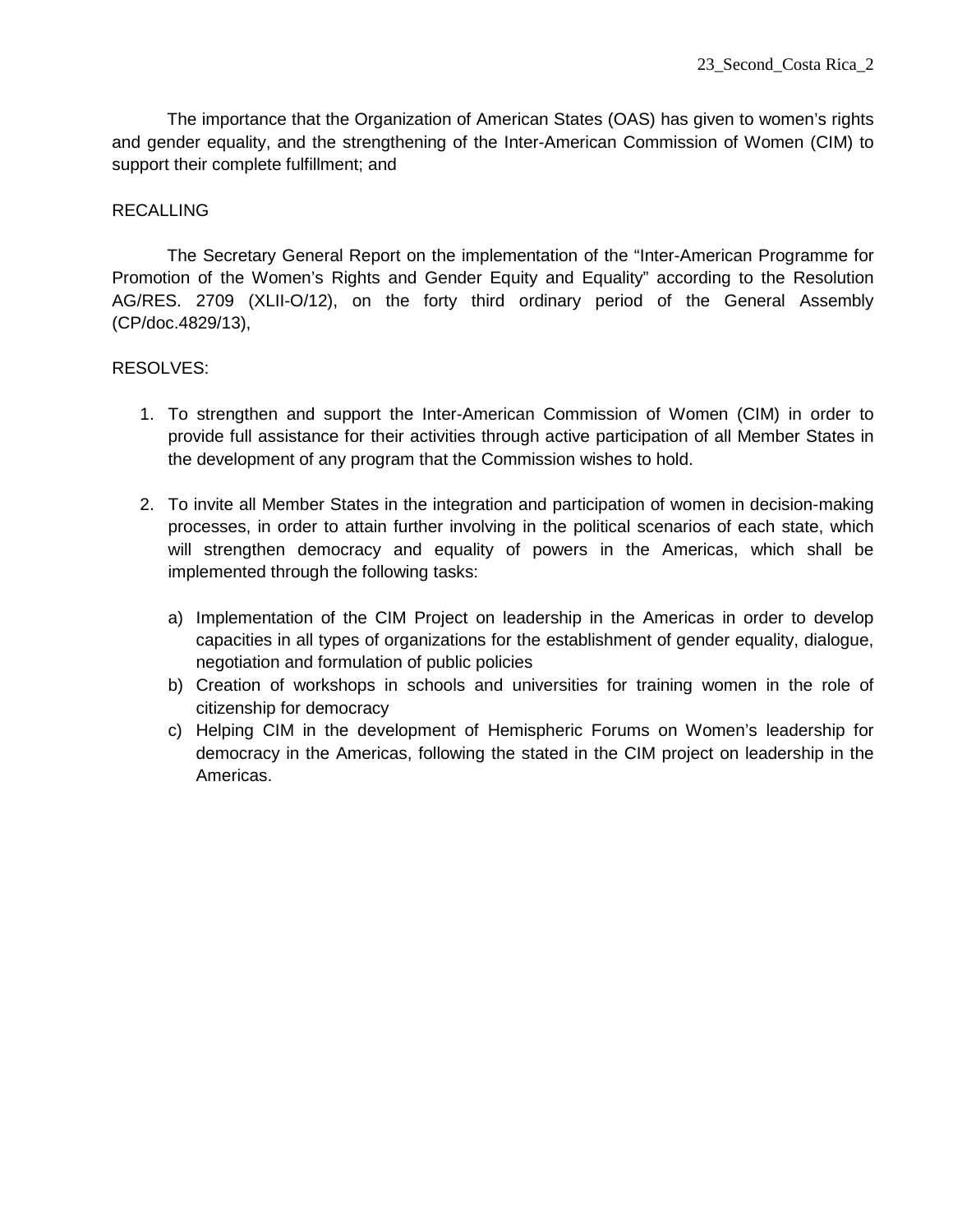The importance that the Organization of American States (OAS) has given to women's rights and gender equality, and the strengthening of the Inter-American Commission of Women (CIM) to support their complete fulfillment; and

RECALLING

The Secretary General Report on the implementation of the "Inter-American Programme for Promotion of the Women's Rights and Gender Equity and Equality" according to the Resolution AG/RES. 2709 (XLII-O/12), on the forty third ordinary period of the General Assembly (CP/doc.4829/13),

RESOLVES:

1. To strengthen and support the Inter-American Commission of Women (CIM) in order to provide full assistance for their activities through active participation of all Member States in the development of any program that the Commission wishes to hold.

2. To invite all Member States in the integration and participation of women in decision-making processes, in order to attain further involving in the political scenarios of each state, which will strengthen democracy and equality of powers in the Americas, which shall be implemented through the following tasks:

    a) Implementation of the CIM Project on leadership in the Americas in order to develop capacities in all types of organizations for the establishment of gender equality, dialogue, negotiation and formulation of public policies
    b) Creation of workshops in schools and universities for training women in the role of citizenship for democracy
    c) Helping CIM in the development of Hemispheric Forums on Women's leadership for democracy in the Americas, following the stated in the CIM project on leadership in the Americas.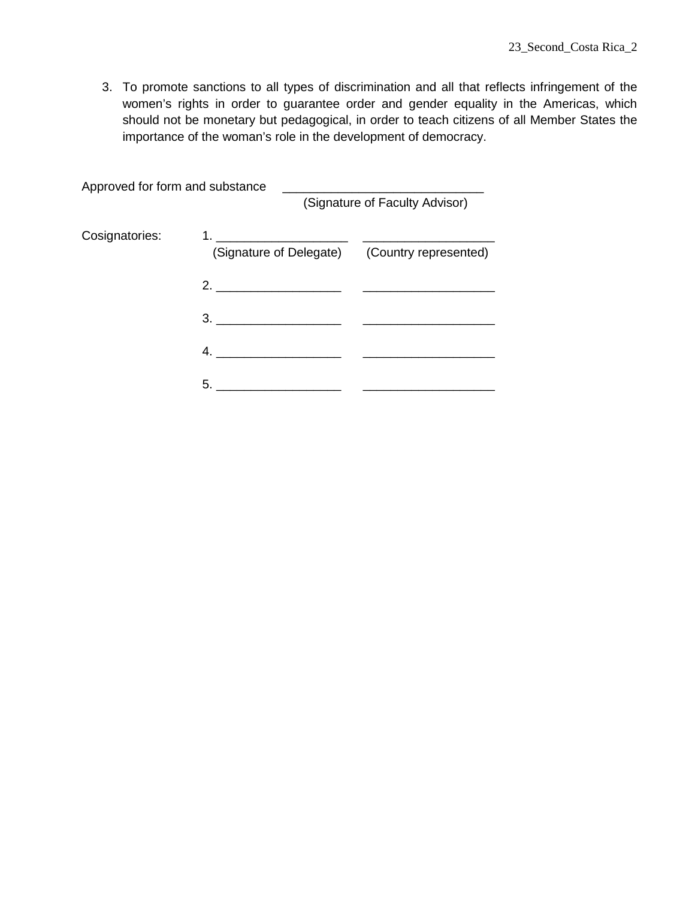3. To promote sanctions to all types of discrimination and all that reflects infringement of the women's rights in order to guarantee order and gender equality in the Americas, which should not be monetary but pedagogical, in order to teach citizens of all Member States the importance of the woman's role in the development of democracy.

Approved for form and substance \_\_\_\_\_\_\_\_\_\_\_\_\_\_\_\_\_\_\_\_\_\_\_\_\_\_\_\_\_\_
(Signature of Faculty Advisor)

Cosignatories:

1. \_\_\_\_\_\_\_\_\_\_\_\_\_\_\_\_\_\_\_ \_\_\_\_\_\_\_\_\_\_\_\_\_\_\_\_\_\_\_
   (Signature of Delegate) (Country represented)

2. \_\_\_\_\_\_\_\_\_\_\_\_\_\_\_\_\_\_ \_\_\_\_\_\_\_\_\_\_\_\_\_\_\_\_\_\_\_

3. \_\_\_\_\_\_\_\_\_\_\_\_\_\_\_\_\_\_ \_\_\_\_\_\_\_\_\_\_\_\_\_\_\_\_\_\_\_

4. \_\_\_\_\_\_\_\_\_\_\_\_\_\_\_\_\_\_ \_\_\_\_\_\_\_\_\_\_\_\_\_\_\_\_\_\_\_

5. \_\_\_\_\_\_\_\_\_\_\_\_\_\_\_\_\_\_ \_\_\_\_\_\_\_\_\_\_\_\_\_\_\_\_\_\_\_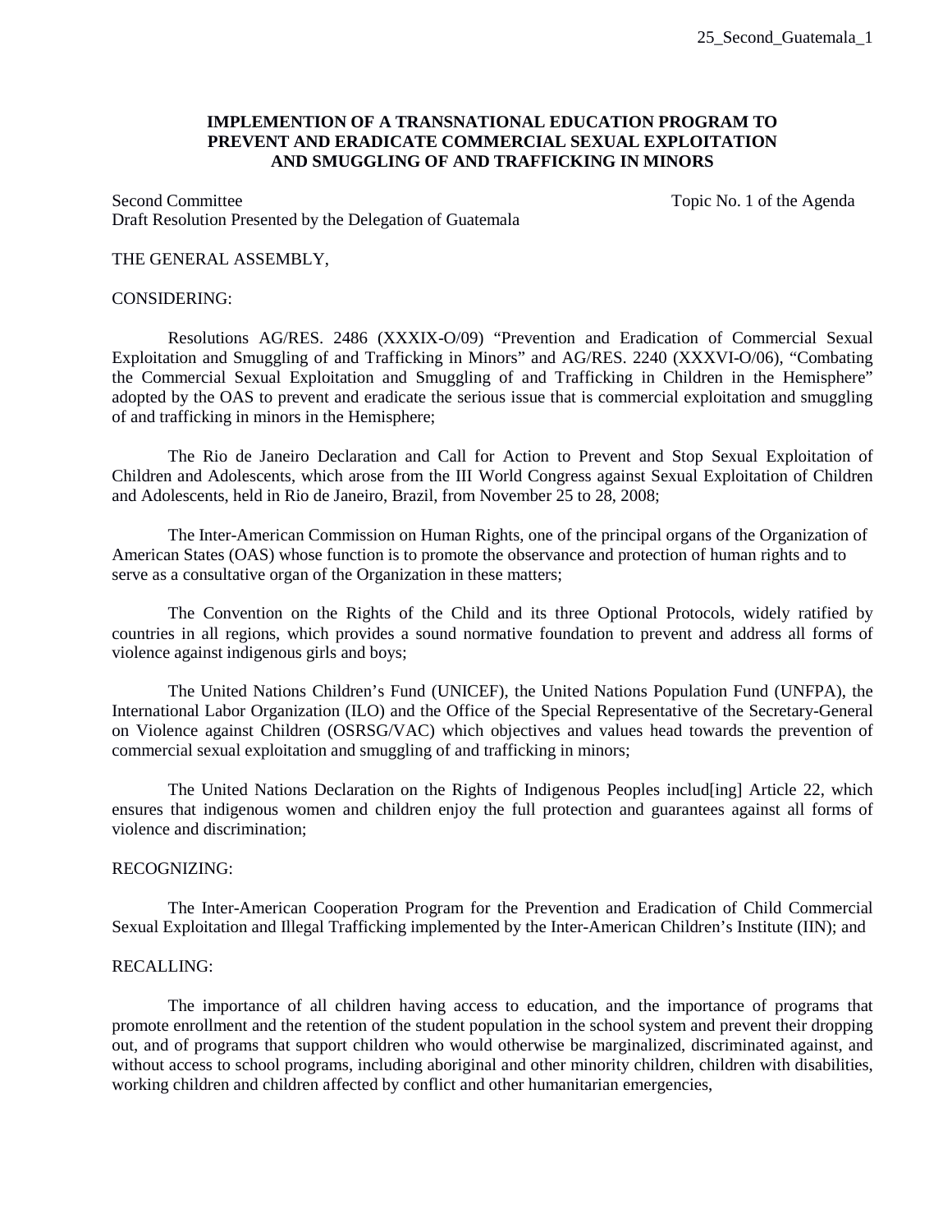**IMPLEMENTION OF A TRANSNATIONAL EDUCATION PROGRAM TO PREVENT AND ERADICATE COMMERCIAL SEXUAL EXPLOITATION AND SMUGGLING OF AND TRAFFICKING IN MINORS**

Second Committee	Topic No. 1 of the Agenda
Draft Resolution Presented by the Delegation of Guatemala

THE GENERAL ASSEMBLY,

CONSIDERING:

Resolutions AG/RES. 2486 (XXXIX-O/09) "Prevention and Eradication of Commercial Sexual Exploitation and Smuggling of and Trafficking in Minors" and AG/RES. 2240 (XXXVI-O/06), "Combating the Commercial Sexual Exploitation and Smuggling of and Trafficking in Children in the Hemisphere" adopted by the OAS to prevent and eradicate the serious issue that is commercial exploitation and smuggling of and trafficking in minors in the Hemisphere;

The Rio de Janeiro Declaration and Call for Action to Prevent and Stop Sexual Exploitation of Children and Adolescents, which arose from the III World Congress against Sexual Exploitation of Children and Adolescents, held in Rio de Janeiro, Brazil, from November 25 to 28, 2008;

The Inter-American Commission on Human Rights, one of the principal organs of the Organization of American States (OAS) whose function is to promote the observance and protection of human rights and to serve as a consultative organ of the Organization in these matters;

The Convention on the Rights of the Child and its three Optional Protocols, widely ratified by countries in all regions, which provides a sound normative foundation to prevent and address all forms of violence against indigenous girls and boys;

The United Nations Children's Fund (UNICEF), the United Nations Population Fund (UNFPA), the International Labor Organization (ILO) and the Office of the Special Representative of the Secretary-General on Violence against Children (OSRSG/VAC) which objectives and values head towards the prevention of commercial sexual exploitation and smuggling of and trafficking in minors;

The United Nations Declaration on the Rights of Indigenous Peoples includ[ing] Article 22, which ensures that indigenous women and children enjoy the full protection and guarantees against all forms of violence and discrimination;

RECOGNIZING:

The Inter-American Cooperation Program for the Prevention and Eradication of Child Commercial Sexual Exploitation and Illegal Trafficking implemented by the Inter-American Children's Institute (IIN); and

RECALLING:

The importance of all children having access to education, and the importance of programs that promote enrollment and the retention of the student population in the school system and prevent their dropping out, and of programs that support children who would otherwise be marginalized, discriminated against, and without access to school programs, including aboriginal and other minority children, children with disabilities, working children and children affected by conflict and other humanitarian emergencies,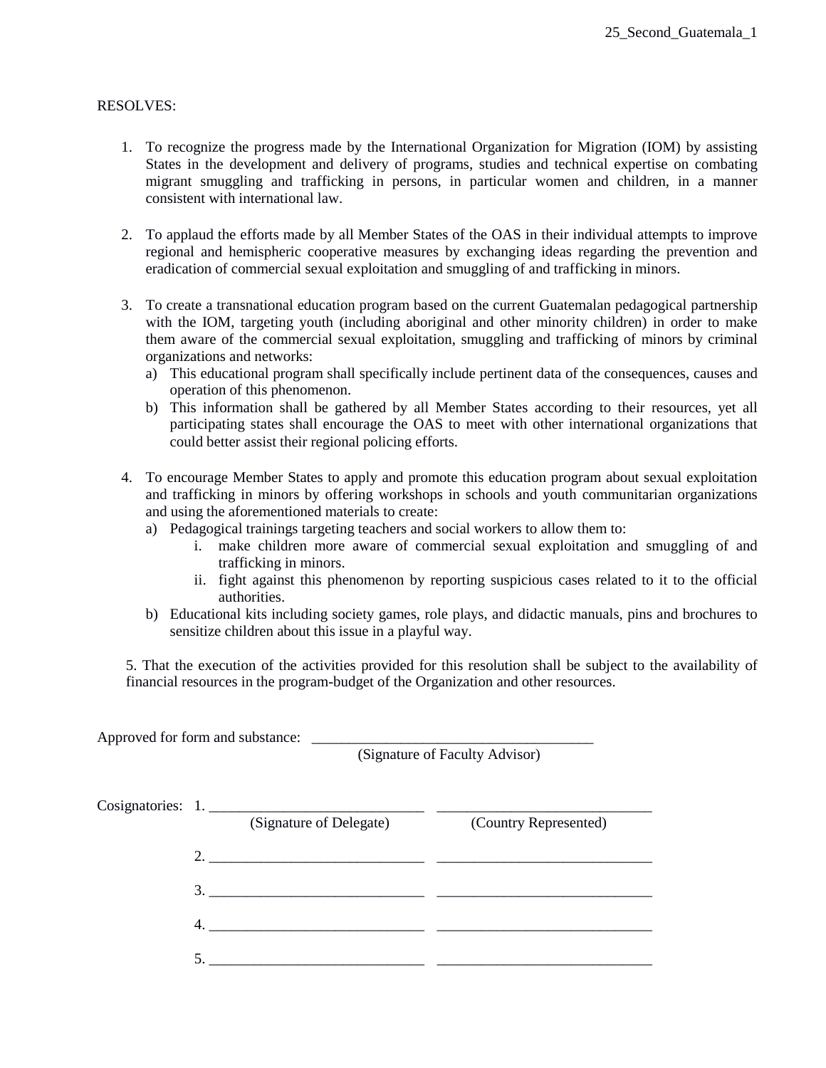RESOLVES:

1. To recognize the progress made by the International Organization for Migration (IOM) by assisting States in the development and delivery of programs, studies and technical expertise on combating migrant smuggling and trafficking in persons, in particular women and children, in a manner consistent with international law.

2. To applaud the efforts made by all Member States of the OAS in their individual attempts to improve regional and hemispheric cooperative measures by exchanging ideas regarding the prevention and eradication of commercial sexual exploitation and smuggling of and trafficking in minors.

3. To create a transnational education program based on the current Guatemalan pedagogical partnership with the IOM, targeting youth (including aboriginal and other minority children) in order to make them aware of the commercial sexual exploitation, smuggling and trafficking of minors by criminal organizations and networks:
   a) This educational program shall specifically include pertinent data of the consequences, causes and operation of this phenomenon.
   b) This information shall be gathered by all Member States according to their resources, yet all participating states shall encourage the OAS to meet with other international organizations that could better assist their regional policing efforts.

4. To encourage Member States to apply and promote this education program about sexual exploitation and trafficking in minors by offering workshops in schools and youth communitarian organizations and using the aforementioned materials to create:
   a) Pedagogical trainings targeting teachers and social workers to allow them to:
      i. make children more aware of commercial sexual exploitation and smuggling of and trafficking in minors.
      ii. fight against this phenomenon by reporting suspicious cases related to it to the official authorities.
   b) Educational kits including society games, role plays, and didactic manuals, pins and brochures to sensitize children about this issue in a playful way.

5. That the execution of the activities provided for this resolution shall be subject to the availability of financial resources in the program-budget of the Organization and other resources.

Approved for form and substance: ______________________________________
(Signature of Faculty Advisor)

Cosignatories:

| | (Signature of Delegate) | (Country Represented) |
|---|---|---|
| 1. | ____________________________ | ____________________________ |
| 2. | ____________________________ | ____________________________ |
| 3. | ____________________________ | ____________________________ |
| 4. | ____________________________ | ____________________________ |
| 5. | ____________________________ | ____________________________ |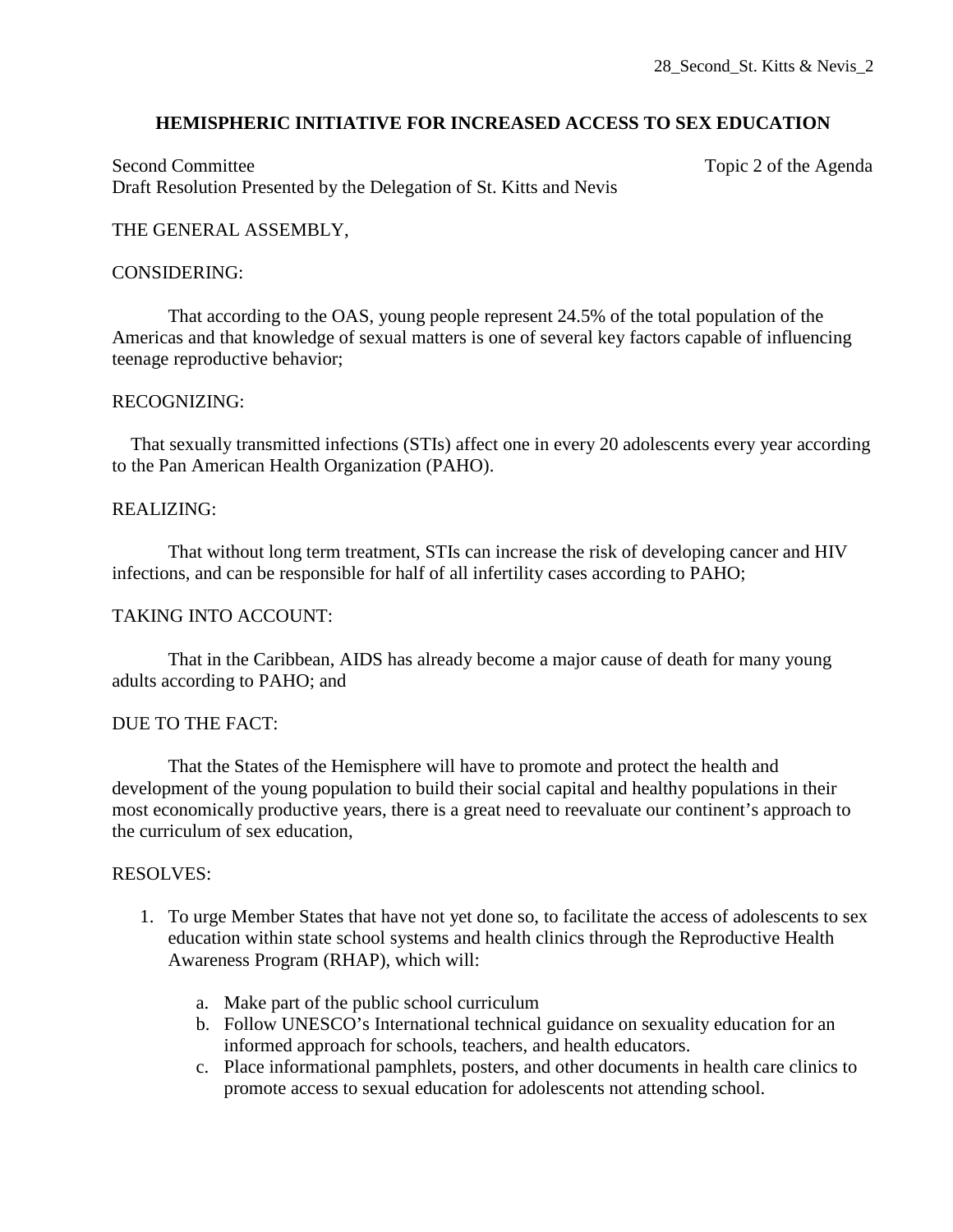28_Second_St. Kitts & Nevis_2

## HEMISPHERIC INITIATIVE FOR INCREASED ACCESS TO SEX EDUCATION

Second Committee — Topic 2 of the Agenda
Draft Resolution Presented by the Delegation of St. Kitts and Nevis

THE GENERAL ASSEMBLY,

CONSIDERING:

That according to the OAS, young people represent 24.5% of the total population of the Americas and that knowledge of sexual matters is one of several key factors capable of influencing teenage reproductive behavior;

RECOGNIZING:

That sexually transmitted infections (STIs) affect one in every 20 adolescents every year according to the Pan American Health Organization (PAHO).

REALIZING:

That without long term treatment, STIs can increase the risk of developing cancer and HIV infections, and can be responsible for half of all infertility cases according to PAHO;

TAKING INTO ACCOUNT:

That in the Caribbean, AIDS has already become a major cause of death for many young adults according to PAHO; and

DUE TO THE FACT:

That the States of the Hemisphere will have to promote and protect the health and development of the young population to build their social capital and healthy populations in their most economically productive years, there is a great need to reevaluate our continent's approach to the curriculum of sex education,

RESOLVES:

1. To urge Member States that have not yet done so, to facilitate the access of adolescents to sex education within state school systems and health clinics through the Reproductive Health Awareness Program (RHAP), which will:

    a. Make part of the public school curriculum
    b. Follow UNESCO's International technical guidance on sexuality education for an informed approach for schools, teachers, and health educators.
    c. Place informational pamphlets, posters, and other documents in health care clinics to promote access to sexual education for adolescents not attending school.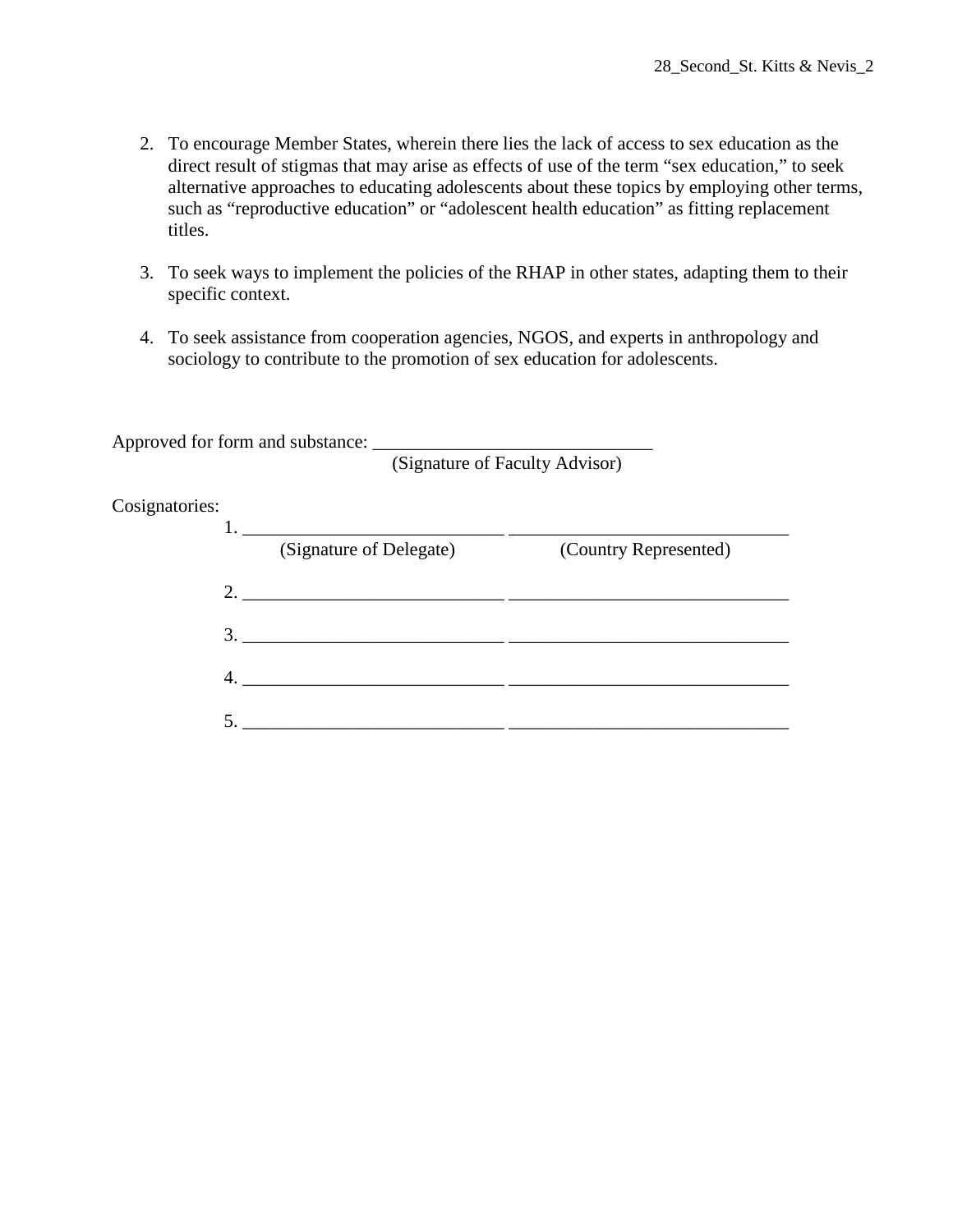2. To encourage Member States, wherein there lies the lack of access to sex education as the direct result of stigmas that may arise as effects of use of the term “sex education,” to seek alternative approaches to educating adolescents about these topics by employing other terms, such as “reproductive education” or “adolescent health education” as fitting replacement titles.

3. To seek ways to implement the policies of the RHAP in other states, adapting them to their specific context.

4. To seek assistance from cooperation agencies, NGOS, and experts in anthropology and sociology to contribute to the promotion of sex education for adolescents.

Approved for form and substance: ______________________________
(Signature of Faculty Advisor)

Cosignatories:

1. ____________________________ ______________________________
(Signature of Delegate) (Country Represented)

2. ____________________________ ______________________________

3. ____________________________ ______________________________

4. ____________________________ ______________________________

5. ____________________________ ______________________________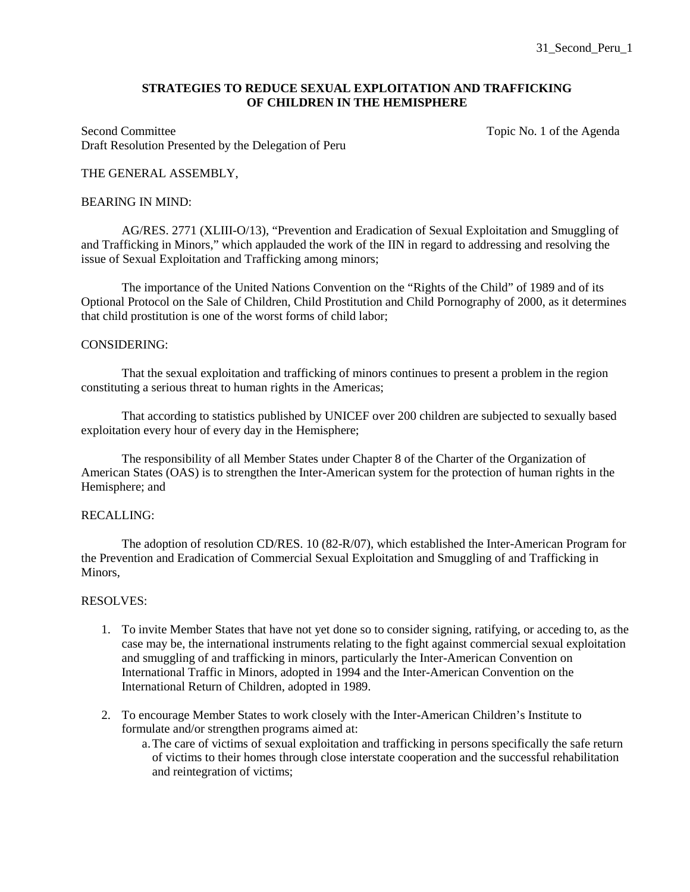31_Second_Peru_1

**STRATEGIES TO REDUCE SEXUAL EXPLOITATION AND TRAFFICKING OF CHILDREN IN THE HEMISPHERE**

Second Committee
Draft Resolution Presented by the Delegation of Peru

Topic No. 1 of the Agenda

THE GENERAL ASSEMBLY,

BEARING IN MIND:

AG/RES. 2771 (XLIII-O/13), "Prevention and Eradication of Sexual Exploitation and Smuggling of and Trafficking in Minors," which applauded the work of the IIN in regard to addressing and resolving the issue of Sexual Exploitation and Trafficking among minors;

The importance of the United Nations Convention on the "Rights of the Child" of 1989 and of its Optional Protocol on the Sale of Children, Child Prostitution and Child Pornography of 2000, as it determines that child prostitution is one of the worst forms of child labor;

CONSIDERING:

That the sexual exploitation and trafficking of minors continues to present a problem in the region constituting a serious threat to human rights in the Americas;

That according to statistics published by UNICEF over 200 children are subjected to sexually based exploitation every hour of every day in the Hemisphere;

The responsibility of all Member States under Chapter 8 of the Charter of the Organization of American States (OAS) is to strengthen the Inter-American system for the protection of human rights in the Hemisphere; and

RECALLING:

The adoption of resolution CD/RES. 10 (82-R/07), which established the Inter-American Program for the Prevention and Eradication of Commercial Sexual Exploitation and Smuggling of and Trafficking in Minors,

RESOLVES:

1. To invite Member States that have not yet done so to consider signing, ratifying, or acceding to, as the case may be, the international instruments relating to the fight against commercial sexual exploitation and smuggling of and trafficking in minors, particularly the Inter-American Convention on International Traffic in Minors, adopted in 1994 and the Inter-American Convention on the International Return of Children, adopted in 1989.

2. To encourage Member States to work closely with the Inter-American Children's Institute to formulate and/or strengthen programs aimed at:
   a. The care of victims of sexual exploitation and trafficking in persons specifically the safe return of victims to their homes through close interstate cooperation and the successful rehabilitation and reintegration of victims;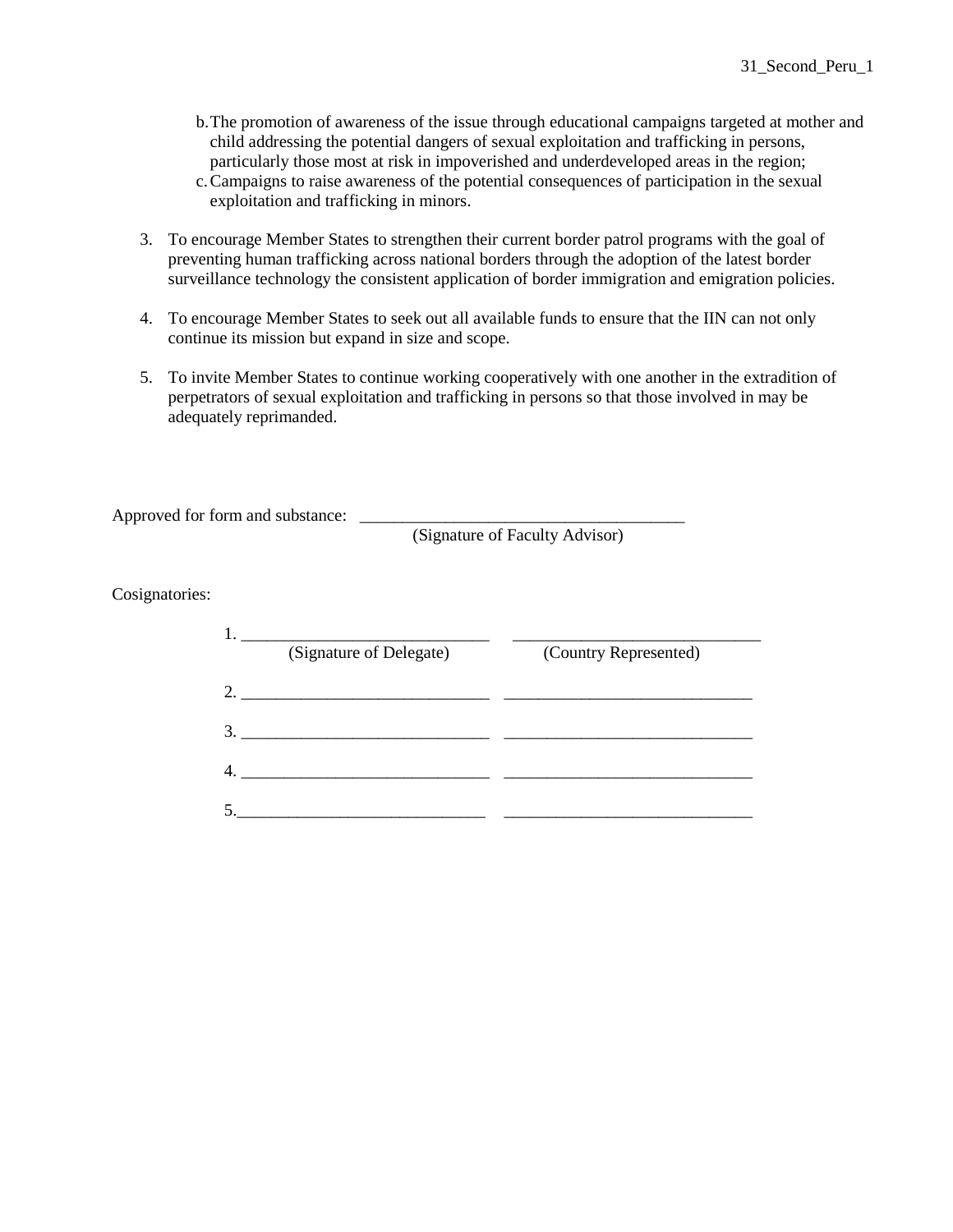b. The promotion of awareness of the issue through educational campaigns targeted at mother and child addressing the potential dangers of sexual exploitation and trafficking in persons, particularly those most at risk in impoverished and underdeveloped areas in the region;
c. Campaigns to raise awareness of the potential consequences of participation in the sexual exploitation and trafficking in minors.

3. To encourage Member States to strengthen their current border patrol programs with the goal of preventing human trafficking across national borders through the adoption of the latest border surveillance technology the consistent application of border immigration and emigration policies.

4. To encourage Member States to seek out all available funds to ensure that the IIN can not only continue its mission but expand in size and scope.

5. To invite Member States to continue working cooperatively with one another in the extradition of perpetrators of sexual exploitation and trafficking in persons so that those involved in may be adequately reprimanded.

Approved for form and substance: ______________________________________
(Signature of Faculty Advisor)

Cosignatories:

1. ____________________________ ____________________________
(Signature of Delegate) (Country Represented)

2. ____________________________ ____________________________

3. ____________________________ ____________________________

4. ____________________________ ____________________________

5. ____________________________ ____________________________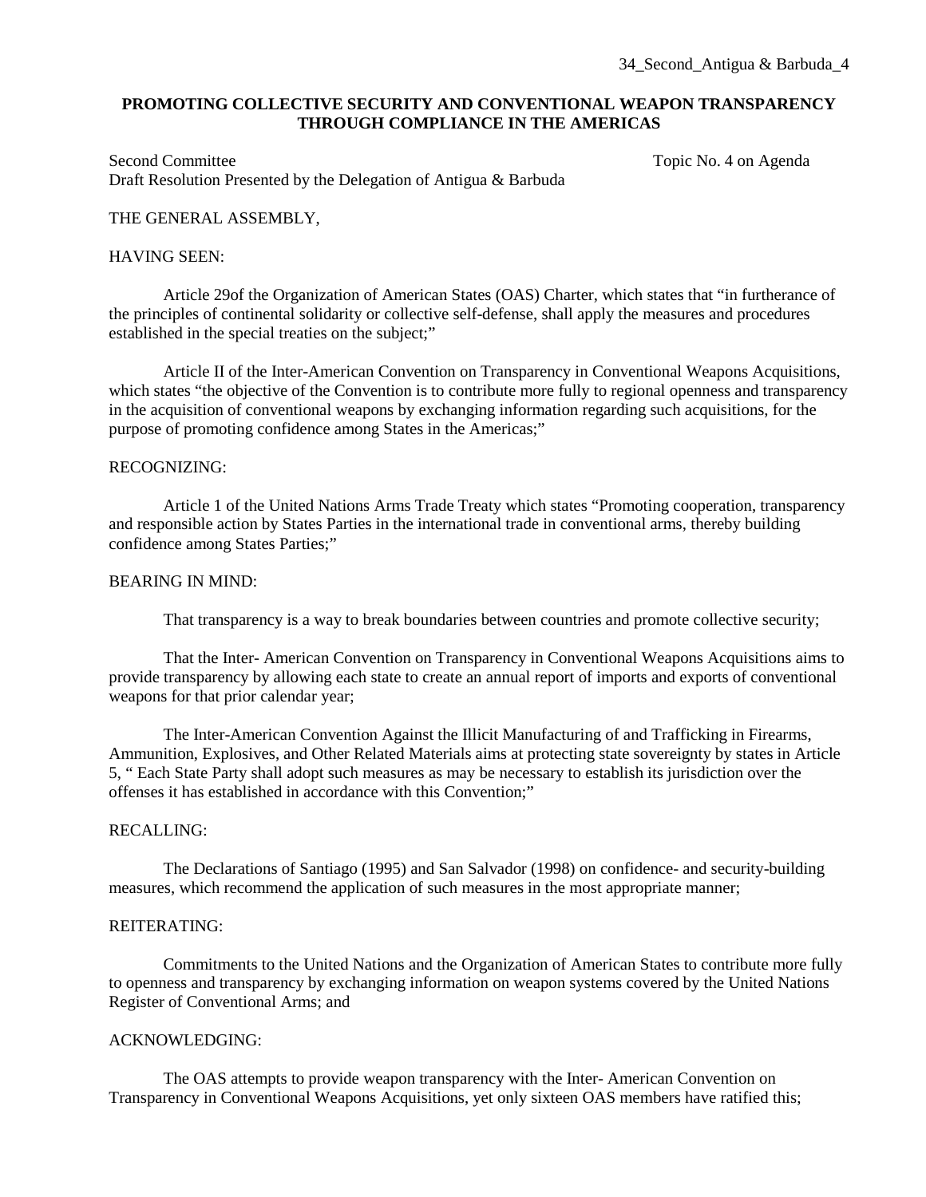34_Second_Antigua & Barbuda_4

**PROMOTING COLLECTIVE SECURITY AND CONVENTIONAL WEAPON TRANSPARENCY THROUGH COMPLIANCE IN THE AMERICAS**

Second Committee Topic No. 4 on Agenda
Draft Resolution Presented by the Delegation of Antigua & Barbuda

THE GENERAL ASSEMBLY,

HAVING SEEN:

Article 29of the Organization of American States (OAS) Charter, which states that "in furtherance of the principles of continental solidarity or collective self-defense, shall apply the measures and procedures established in the special treaties on the subject;"

Article II of the Inter-American Convention on Transparency in Conventional Weapons Acquisitions, which states "the objective of the Convention is to contribute more fully to regional openness and transparency in the acquisition of conventional weapons by exchanging information regarding such acquisitions, for the purpose of promoting confidence among States in the Americas;"

RECOGNIZING:

Article 1 of the United Nations Arms Trade Treaty which states "Promoting cooperation, transparency and responsible action by States Parties in the international trade in conventional arms, thereby building confidence among States Parties;"

BEARING IN MIND:

That transparency is a way to break boundaries between countries and promote collective security;

That the Inter- American Convention on Transparency in Conventional Weapons Acquisitions aims to provide transparency by allowing each state to create an annual report of imports and exports of conventional weapons for that prior calendar year;

The Inter-American Convention Against the Illicit Manufacturing of and Trafficking in Firearms, Ammunition, Explosives, and Other Related Materials aims at protecting state sovereignty by states in Article 5, " Each State Party shall adopt such measures as may be necessary to establish its jurisdiction over the offenses it has established in accordance with this Convention;"

RECALLING:

The Declarations of Santiago (1995) and San Salvador (1998) on confidence- and security-building measures, which recommend the application of such measures in the most appropriate manner;

REITERATING:

Commitments to the United Nations and the Organization of American States to contribute more fully to openness and transparency by exchanging information on weapon systems covered by the United Nations Register of Conventional Arms; and

ACKNOWLEDGING:

The OAS attempts to provide weapon transparency with the Inter- American Convention on Transparency in Conventional Weapons Acquisitions, yet only sixteen OAS members have ratified this;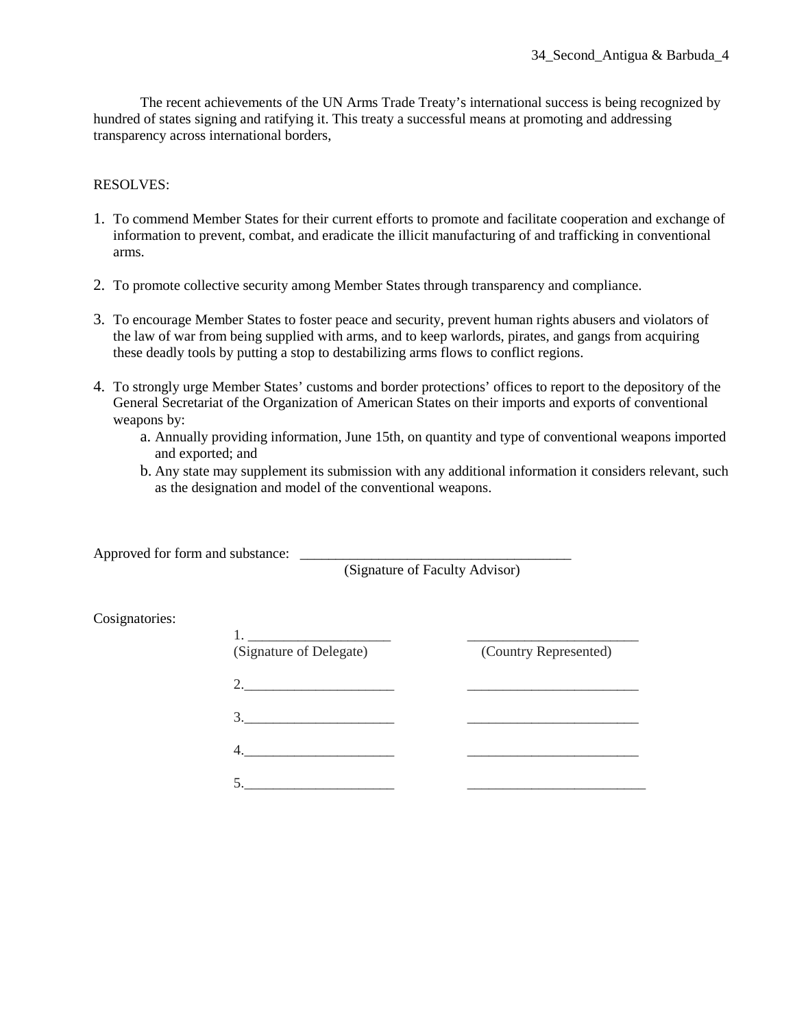The recent achievements of the UN Arms Trade Treaty's international success is being recognized by hundred of states signing and ratifying it. This treaty a successful means at promoting and addressing transparency across international borders,

RESOLVES:

1. To commend Member States for their current efforts to promote and facilitate cooperation and exchange of information to prevent, combat, and eradicate the illicit manufacturing of and trafficking in conventional arms.

2. To promote collective security among Member States through transparency and compliance.

3. To encourage Member States to foster peace and security, prevent human rights abusers and violators of the law of war from being supplied with arms, and to keep warlords, pirates, and gangs from acquiring these deadly tools by putting a stop to destabilizing arms flows to conflict regions.

4. To strongly urge Member States' customs and border protections' offices to report to the depository of the General Secretariat of the Organization of American States on their imports and exports of conventional weapons by:
   a. Annually providing information, June 15th, on quantity and type of conventional weapons imported and exported; and
   b. Any state may supplement its submission with any additional information it considers relevant, such as the designation and model of the conventional weapons.

Approved for form and substance: ______________________________________
(Signature of Faculty Advisor)

Cosignatories:

| | |
|---|---|
| 1. ____________________ (Signature of Delegate) | ________________________ (Country Represented) |
| 2.____________________ | ________________________ |
| 3.____________________ | ________________________ |
| 4.____________________ | ________________________ |
| 5.____________________ | ________________________ |